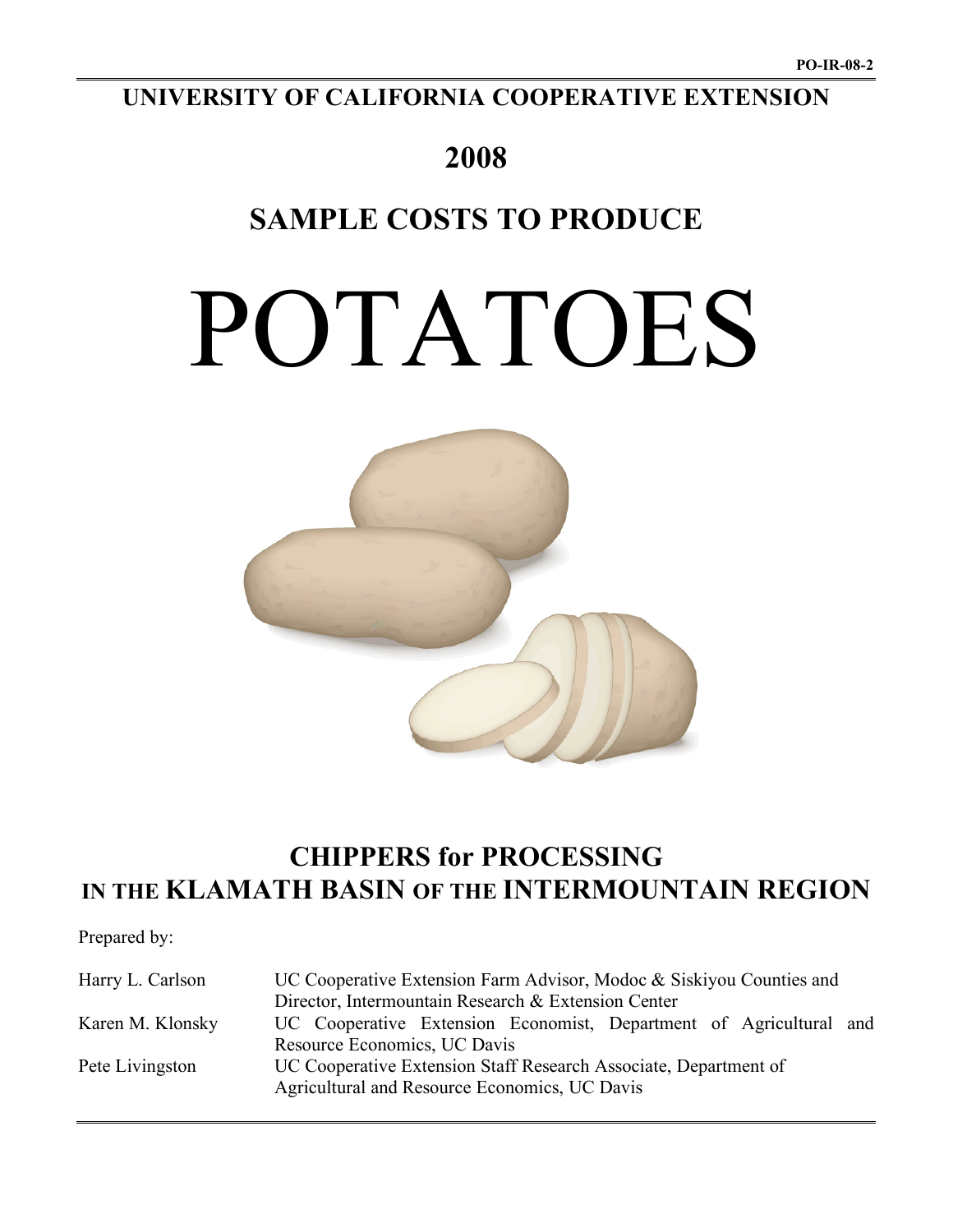PO-IR-08-2

# UNIVERSITY OF CALIFORNIA COOPERATIVE EXTENSION

# 2008

# SAMPLE COSTS TO PRODUCE

# POTATOES

## CHIPPERS for PROCESSING
## IN THE KLAMATH BASIN OF THE INTERMOUNTAIN REGION

Prepared by:

| | |
|---|---|
| Harry L. Carlson | UC Cooperative Extension Farm Advisor, Modoc & Siskiyou Counties and Director, Intermountain Research & Extension Center |
| Karen M. Klonsky | UC Cooperative Extension Economist, Department of Agricultural and Resource Economics, UC Davis |
| Pete Livingston | UC Cooperative Extension Staff Research Associate, Department of Agricultural and Resource Economics, UC Davis |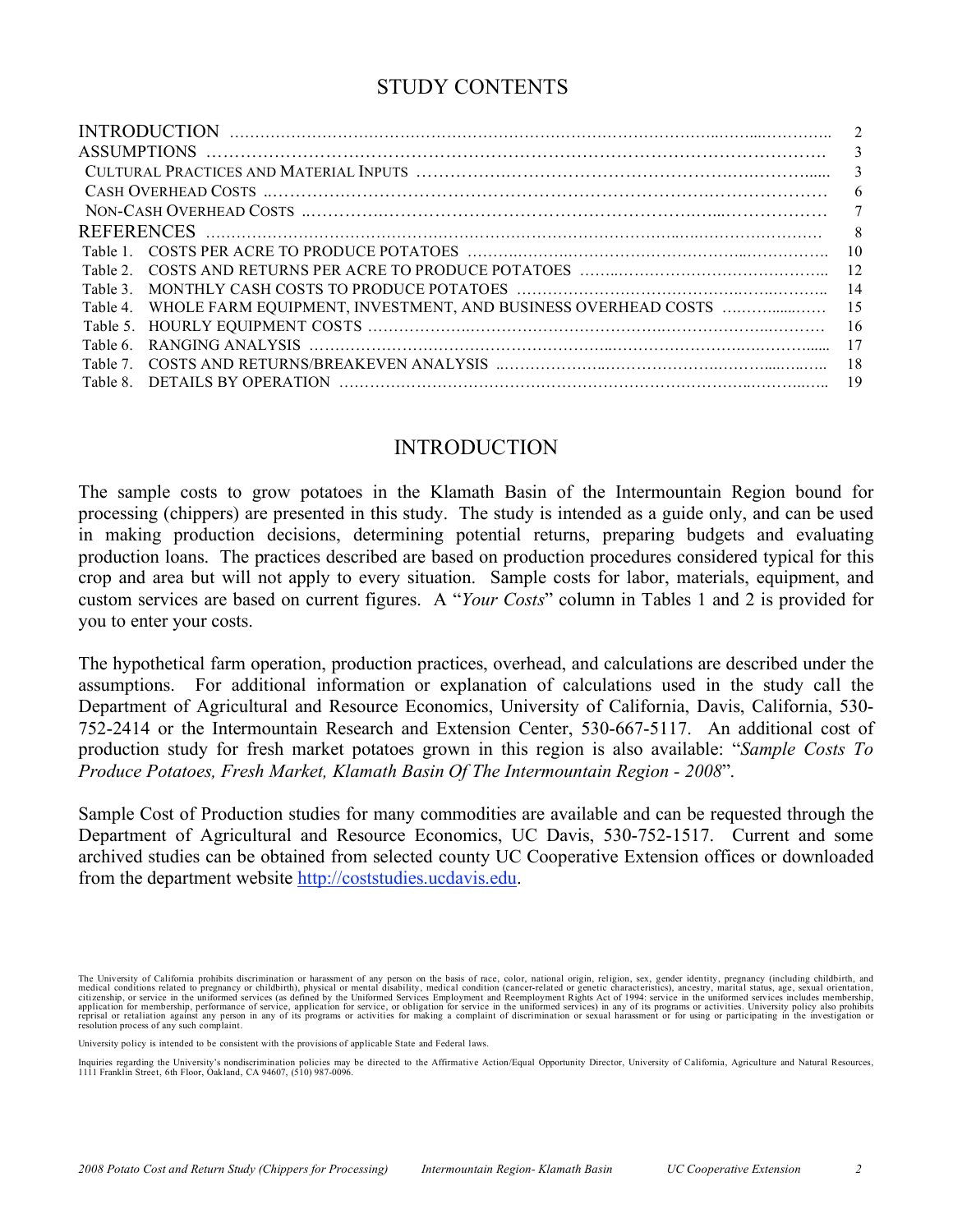# STUDY CONTENTS

| | | |
|---|---|---|
| INTRODUCTION | | 2 |
| ASSUMPTIONS | | 3 |
| CULTURAL PRACTICES AND MATERIAL INPUTS | | 3 |
| CASH OVERHEAD COSTS | | 6 |
| NON-CASH OVERHEAD COSTS | | 7 |
| REFERENCES | | 8 |
| Table 1. | COSTS PER ACRE TO PRODUCE POTATOES | 10 |
| Table 2. | COSTS AND RETURNS PER ACRE TO PRODUCE POTATOES | 12 |
| Table 3. | MONTHLY CASH COSTS TO PRODUCE POTATOES | 14 |
| Table 4. | WHOLE FARM EQUIPMENT, INVESTMENT, AND BUSINESS OVERHEAD COSTS | 15 |
| Table 5. | HOURLY EQUIPMENT COSTS | 16 |
| Table 6. | RANGING ANALYSIS | 17 |
| Table 7. | COSTS AND RETURNS/BREAKEVEN ANALYSIS | 18 |
| Table 8. | DETAILS BY OPERATION | 19 |

## INTRODUCTION

The sample costs to grow potatoes in the Klamath Basin of the Intermountain Region bound for processing (chippers) are presented in this study. The study is intended as a guide only, and can be used in making production decisions, determining potential returns, preparing budgets and evaluating production loans. The practices described are based on production procedures considered typical for this crop and area but will not apply to every situation. Sample costs for labor, materials, equipment, and custom services are based on current figures. A "*Your Costs*" column in Tables 1 and 2 is provided for you to enter your costs.

The hypothetical farm operation, production practices, overhead, and calculations are described under the assumptions. For additional information or explanation of calculations used in the study call the Department of Agricultural and Resource Economics, University of California, Davis, California, 530-752-2414 or the Intermountain Research and Extension Center, 530-667-5117. An additional cost of production study for fresh market potatoes grown in this region is also available: "*Sample Costs To Produce Potatoes, Fresh Market, Klamath Basin Of The Intermountain Region - 2008*".

Sample Cost of Production studies for many commodities are available and can be requested through the Department of Agricultural and Resource Economics, UC Davis, 530-752-1517. Current and some archived studies can be obtained from selected county UC Cooperative Extension offices or downloaded from the department website http://coststudies.ucdavis.edu.

The University of California prohibits discrimination or harassment of any person on the basis of race, color, national origin, religion, sex, gender identity, pregnancy (including childbirth, and medical conditions related to pregnancy or childbirth), physical or mental disability, medical condition (cancer-related or genetic characteristics), ancestry, marital status, age, sexual orientation, citizenship, or service in the uniformed services (as defined by the Uniformed Services Employment and Reemployment Rights Act of 1994: service in the uniformed services includes membership, application for membership, performance of service, application for service, or obligation for service in the uniformed services) in any of its programs or activities. University policy also prohibits reprisal or retaliation against any person in any of its programs or activities for making a complaint of discrimination or sexual harassment or for using or participating in the investigation or resolution process of any such complaint.

University policy is intended to be consistent with the provisions of applicable State and Federal laws.

Inquiries regarding the University's nondiscrimination policies may be directed to the Affirmative Action/Equal Opportunity Director, University of California, Agriculture and Natural Resources, 1111 Franklin Street, 6th Floor, Oakland, CA 94607, (510) 987-0096.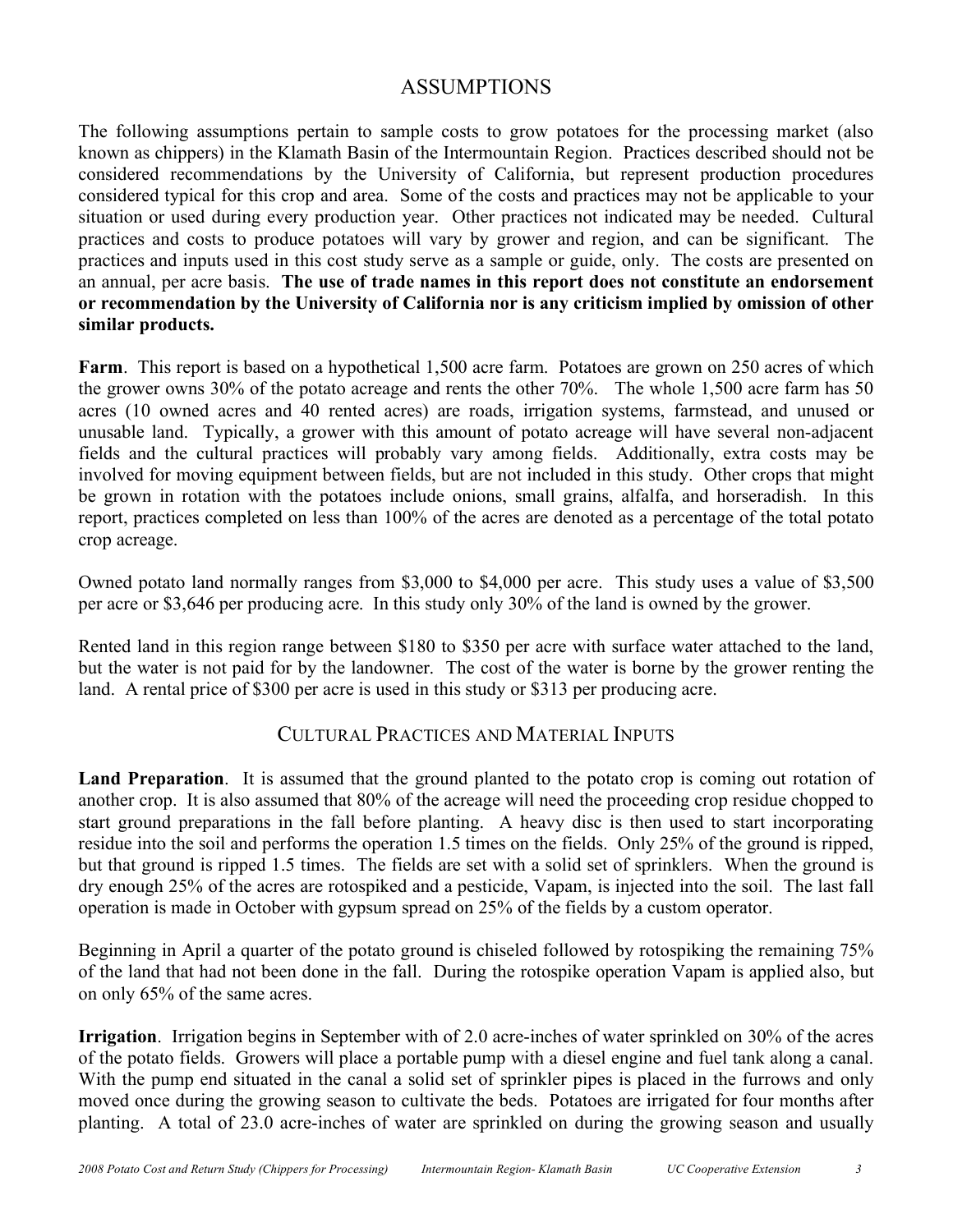# ASSUMPTIONS

The following assumptions pertain to sample costs to grow potatoes for the processing market (also known as chippers) in the Klamath Basin of the Intermountain Region. Practices described should not be considered recommendations by the University of California, but represent production procedures considered typical for this crop and area. Some of the costs and practices may not be applicable to your situation or used during every production year. Other practices not indicated may be needed. Cultural practices and costs to produce potatoes will vary by grower and region, and can be significant. The practices and inputs used in this cost study serve as a sample or guide, only. The costs are presented on an annual, per acre basis. **The use of trade names in this report does not constitute an endorsement or recommendation by the University of California nor is any criticism implied by omission of other similar products.**

**Farm**. This report is based on a hypothetical 1,500 acre farm. Potatoes are grown on 250 acres of which the grower owns 30% of the potato acreage and rents the other 70%. The whole 1,500 acre farm has 50 acres (10 owned acres and 40 rented acres) are roads, irrigation systems, farmstead, and unused or unusable land. Typically, a grower with this amount of potato acreage will have several non-adjacent fields and the cultural practices will probably vary among fields. Additionally, extra costs may be involved for moving equipment between fields, but are not included in this study. Other crops that might be grown in rotation with the potatoes include onions, small grains, alfalfa, and horseradish. In this report, practices completed on less than 100% of the acres are denoted as a percentage of the total potato crop acreage.

Owned potato land normally ranges from $3,000 to $4,000 per acre. This study uses a value of $3,500 per acre or $3,646 per producing acre. In this study only 30% of the land is owned by the grower.

Rented land in this region range between $180 to $350 per acre with surface water attached to the land, but the water is not paid for by the landowner. The cost of the water is borne by the grower renting the land. A rental price of $300 per acre is used in this study or $313 per producing acre.

## CULTURAL PRACTICES AND MATERIAL INPUTS

**Land Preparation**. It is assumed that the ground planted to the potato crop is coming out rotation of another crop. It is also assumed that 80% of the acreage will need the proceeding crop residue chopped to start ground preparations in the fall before planting. A heavy disc is then used to start incorporating residue into the soil and performs the operation 1.5 times on the fields. Only 25% of the ground is ripped, but that ground is ripped 1.5 times. The fields are set with a solid set of sprinklers. When the ground is dry enough 25% of the acres are rotospiked and a pesticide, Vapam, is injected into the soil. The last fall operation is made in October with gypsum spread on 25% of the fields by a custom operator.

Beginning in April a quarter of the potato ground is chiseled followed by rotospiking the remaining 75% of the land that had not been done in the fall. During the rotospike operation Vapam is applied also, but on only 65% of the same acres.

**Irrigation**. Irrigation begins in September with of 2.0 acre-inches of water sprinkled on 30% of the acres of the potato fields. Growers will place a portable pump with a diesel engine and fuel tank along a canal. With the pump end situated in the canal a solid set of sprinkler pipes is placed in the furrows and only moved once during the growing season to cultivate the beds. Potatoes are irrigated for four months after planting. A total of 23.0 acre-inches of water are sprinkled on during the growing season and usually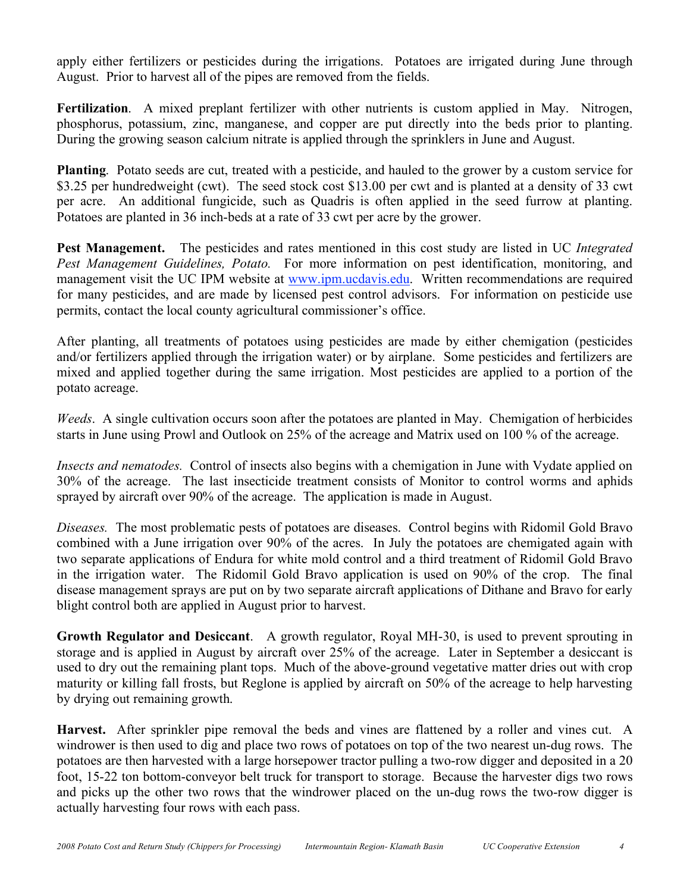apply either fertilizers or pesticides during the irrigations. Potatoes are irrigated during June through August. Prior to harvest all of the pipes are removed from the fields.

**Fertilization**. A mixed preplant fertilizer with other nutrients is custom applied in May. Nitrogen, phosphorus, potassium, zinc, manganese, and copper are put directly into the beds prior to planting. During the growing season calcium nitrate is applied through the sprinklers in June and August.

**Planting**. Potato seeds are cut, treated with a pesticide, and hauled to the grower by a custom service for $3.25 per hundredweight (cwt). The seed stock cost $13.00 per cwt and is planted at a density of 33 cwt per acre. An additional fungicide, such as Quadris is often applied in the seed furrow at planting. Potatoes are planted in 36 inch-beds at a rate of 33 cwt per acre by the grower.

**Pest Management.** The pesticides and rates mentioned in this cost study are listed in UC *Integrated Pest Management Guidelines, Potato.* For more information on pest identification, monitoring, and management visit the UC IPM website at [www.ipm.ucdavis.edu](http://www.ipm.ucdavis.edu). Written recommendations are required for many pesticides, and are made by licensed pest control advisors. For information on pesticide use permits, contact the local county agricultural commissioner's office.

After planting, all treatments of potatoes using pesticides are made by either chemigation (pesticides and/or fertilizers applied through the irrigation water) or by airplane. Some pesticides and fertilizers are mixed and applied together during the same irrigation. Most pesticides are applied to a portion of the potato acreage.

*Weeds*. A single cultivation occurs soon after the potatoes are planted in May. Chemigation of herbicides starts in June using Prowl and Outlook on 25% of the acreage and Matrix used on 100 % of the acreage.

*Insects and nematodes.* Control of insects also begins with a chemigation in June with Vydate applied on 30% of the acreage. The last insecticide treatment consists of Monitor to control worms and aphids sprayed by aircraft over 90% of the acreage. The application is made in August.

*Diseases.* The most problematic pests of potatoes are diseases. Control begins with Ridomil Gold Bravo combined with a June irrigation over 90% of the acres. In July the potatoes are chemigated again with two separate applications of Endura for white mold control and a third treatment of Ridomil Gold Bravo in the irrigation water. The Ridomil Gold Bravo application is used on 90% of the crop. The final disease management sprays are put on by two separate aircraft applications of Dithane and Bravo for early blight control both are applied in August prior to harvest.

**Growth Regulator and Desiccant**. A growth regulator, Royal MH-30, is used to prevent sprouting in storage and is applied in August by aircraft over 25% of the acreage. Later in September a desiccant is used to dry out the remaining plant tops. Much of the above-ground vegetative matter dries out with crop maturity or killing fall frosts, but Reglone is applied by aircraft on 50% of the acreage to help harvesting by drying out remaining growth.

**Harvest.** After sprinkler pipe removal the beds and vines are flattened by a roller and vines cut. A windrower is then used to dig and place two rows of potatoes on top of the two nearest un-dug rows. The potatoes are then harvested with a large horsepower tractor pulling a two-row digger and deposited in a 20 foot, 15-22 ton bottom-conveyor belt truck for transport to storage. Because the harvester digs two rows and picks up the other two rows that the windrower placed on the un-dug rows the two-row digger is actually harvesting four rows with each pass.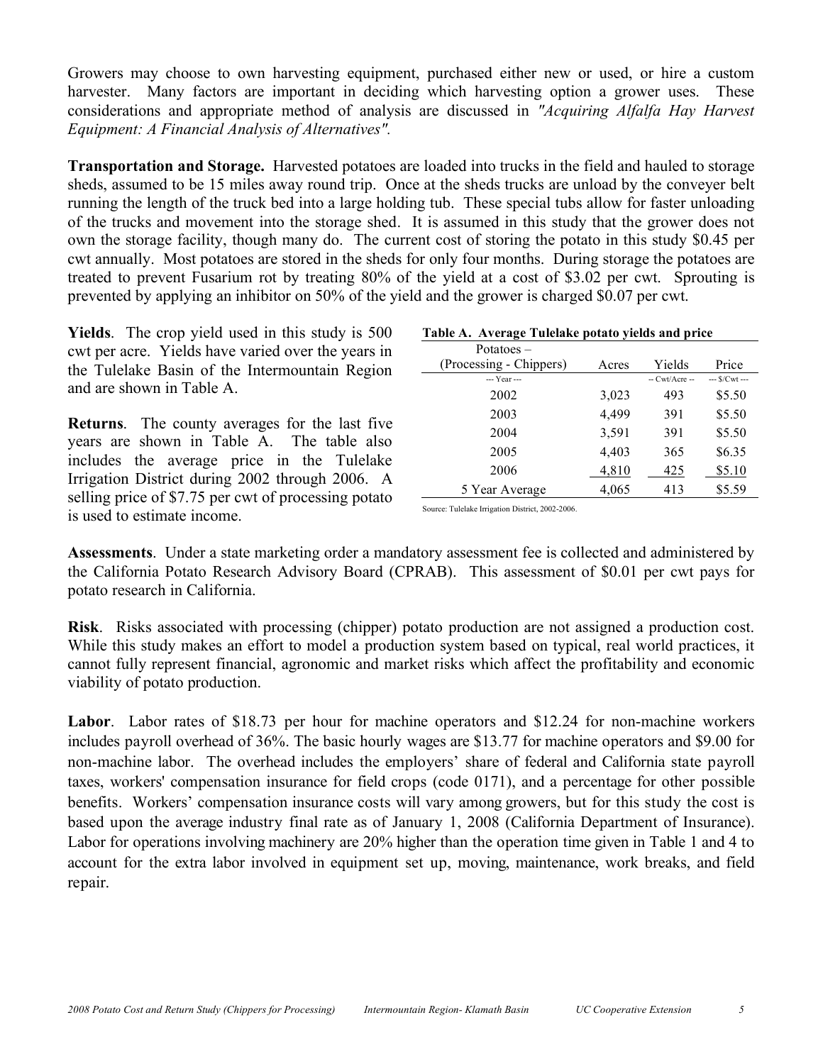Growers may choose to own harvesting equipment, purchased either new or used, or hire a custom harvester. Many factors are important in deciding which harvesting option a grower uses. These considerations and appropriate method of analysis are discussed in *"Acquiring Alfalfa Hay Harvest Equipment: A Financial Analysis of Alternatives".*

**Transportation and Storage.** Harvested potatoes are loaded into trucks in the field and hauled to storage sheds, assumed to be 15 miles away round trip. Once at the sheds trucks are unload by the conveyer belt running the length of the truck bed into a large holding tub. These special tubs allow for faster unloading of the trucks and movement into the storage shed. It is assumed in this study that the grower does not own the storage facility, though many do. The current cost of storing the potato in this study $0.45 per cwt annually. Most potatoes are stored in the sheds for only four months. During storage the potatoes are treated to prevent Fusarium rot by treating 80% of the yield at a cost of $3.02 per cwt. Sprouting is prevented by applying an inhibitor on 50% of the yield and the grower is charged $0.07 per cwt.

**Yields**. The crop yield used in this study is 500 cwt per acre. Yields have varied over the years in the Tulelake Basin of the Intermountain Region and are shown in Table A.

**Returns**. The county averages for the last five years are shown in Table A. The table also includes the average price in the Tulelake Irrigation District during 2002 through 2006. A selling price of $7.75 per cwt of processing potato is used to estimate income.

**Table A. Average Tulelake potato yields and price**

| Potatoes – (Processing - Chippers) | Acres | Yields | Price |
|---|---|---|---|
| --- Year --- | | -- Cwt/Acre -- | --- $/Cwt --- |
| 2002 | 3,023 | 493 | $5.50 |
| 2003 | 4,499 | 391 | $5.50 |
| 2004 | 3,591 | 391 | $5.50 |
| 2005 | 4,403 | 365 | $6.35 |
| 2006 | 4,810 | 425 | $5.10 |
| 5 Year Average | 4,065 | 413 | $5.59 |

Source: Tulelake Irrigation District, 2002-2006.

**Assessments**. Under a state marketing order a mandatory assessment fee is collected and administered by the California Potato Research Advisory Board (CPRAB). This assessment of $0.01 per cwt pays for potato research in California.

**Risk**. Risks associated with processing (chipper) potato production are not assigned a production cost. While this study makes an effort to model a production system based on typical, real world practices, it cannot fully represent financial, agronomic and market risks which affect the profitability and economic viability of potato production.

**Labor**. Labor rates of $18.73 per hour for machine operators and $12.24 for non-machine workers includes payroll overhead of 36%. The basic hourly wages are $13.77 for machine operators and $9.00 for non-machine labor. The overhead includes the employers' share of federal and California state payroll taxes, workers' compensation insurance for field crops (code 0171), and a percentage for other possible benefits. Workers' compensation insurance costs will vary among growers, but for this study the cost is based upon the average industry final rate as of January 1, 2008 (California Department of Insurance). Labor for operations involving machinery are 20% higher than the operation time given in Table 1 and 4 to account for the extra labor involved in equipment set up, moving, maintenance, work breaks, and field repair.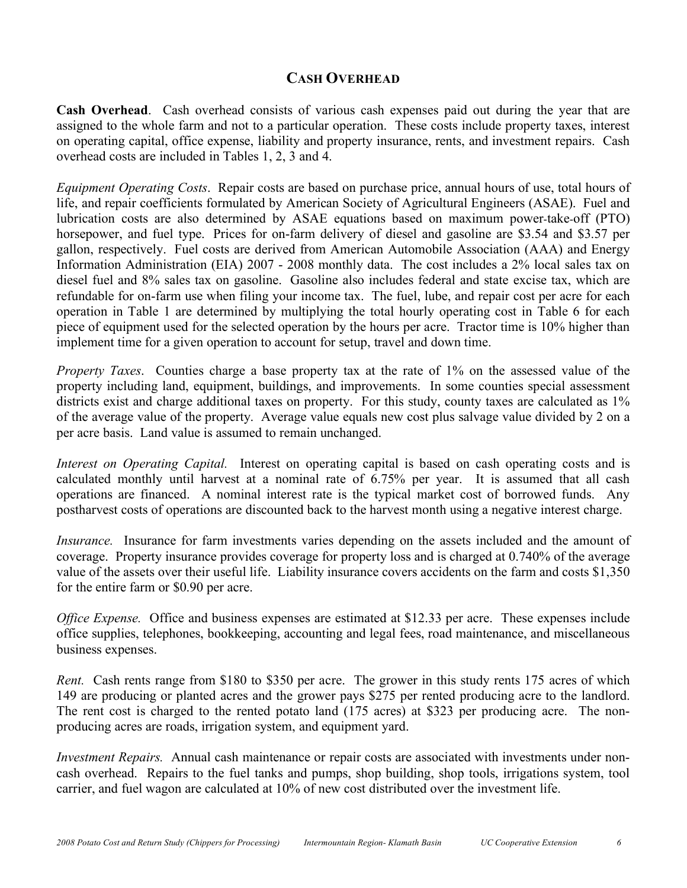## CASH OVERHEAD

**Cash Overhead**. Cash overhead consists of various cash expenses paid out during the year that are assigned to the whole farm and not to a particular operation. These costs include property taxes, interest on operating capital, office expense, liability and property insurance, rents, and investment repairs. Cash overhead costs are included in Tables 1, 2, 3 and 4.

*Equipment Operating Costs*. Repair costs are based on purchase price, annual hours of use, total hours of life, and repair coefficients formulated by American Society of Agricultural Engineers (ASAE). Fuel and lubrication costs are also determined by ASAE equations based on maximum power-take-off (PTO) horsepower, and fuel type. Prices for on-farm delivery of diesel and gasoline are $3.54 and $3.57 per gallon, respectively. Fuel costs are derived from American Automobile Association (AAA) and Energy Information Administration (EIA) 2007 - 2008 monthly data. The cost includes a 2% local sales tax on diesel fuel and 8% sales tax on gasoline. Gasoline also includes federal and state excise tax, which are refundable for on-farm use when filing your income tax. The fuel, lube, and repair cost per acre for each operation in Table 1 are determined by multiplying the total hourly operating cost in Table 6 for each piece of equipment used for the selected operation by the hours per acre. Tractor time is 10% higher than implement time for a given operation to account for setup, travel and down time.

*Property Taxes*. Counties charge a base property tax at the rate of 1% on the assessed value of the property including land, equipment, buildings, and improvements. In some counties special assessment districts exist and charge additional taxes on property. For this study, county taxes are calculated as 1% of the average value of the property. Average value equals new cost plus salvage value divided by 2 on a per acre basis. Land value is assumed to remain unchanged.

*Interest on Operating Capital.* Interest on operating capital is based on cash operating costs and is calculated monthly until harvest at a nominal rate of 6.75% per year. It is assumed that all cash operations are financed. A nominal interest rate is the typical market cost of borrowed funds. Any postharvest costs of operations are discounted back to the harvest month using a negative interest charge.

*Insurance.* Insurance for farm investments varies depending on the assets included and the amount of coverage. Property insurance provides coverage for property loss and is charged at 0.740% of the average value of the assets over their useful life. Liability insurance covers accidents on the farm and costs $1,350 for the entire farm or $0.90 per acre.

*Office Expense.* Office and business expenses are estimated at $12.33 per acre. These expenses include office supplies, telephones, bookkeeping, accounting and legal fees, road maintenance, and miscellaneous business expenses.

*Rent.* Cash rents range from $180 to $350 per acre. The grower in this study rents 175 acres of which 149 are producing or planted acres and the grower pays $275 per rented producing acre to the landlord. The rent cost is charged to the rented potato land (175 acres) at $323 per producing acre. The non-producing acres are roads, irrigation system, and equipment yard.

*Investment Repairs.* Annual cash maintenance or repair costs are associated with investments under non-cash overhead. Repairs to the fuel tanks and pumps, shop building, shop tools, irrigations system, tool carrier, and fuel wagon are calculated at 10% of new cost distributed over the investment life.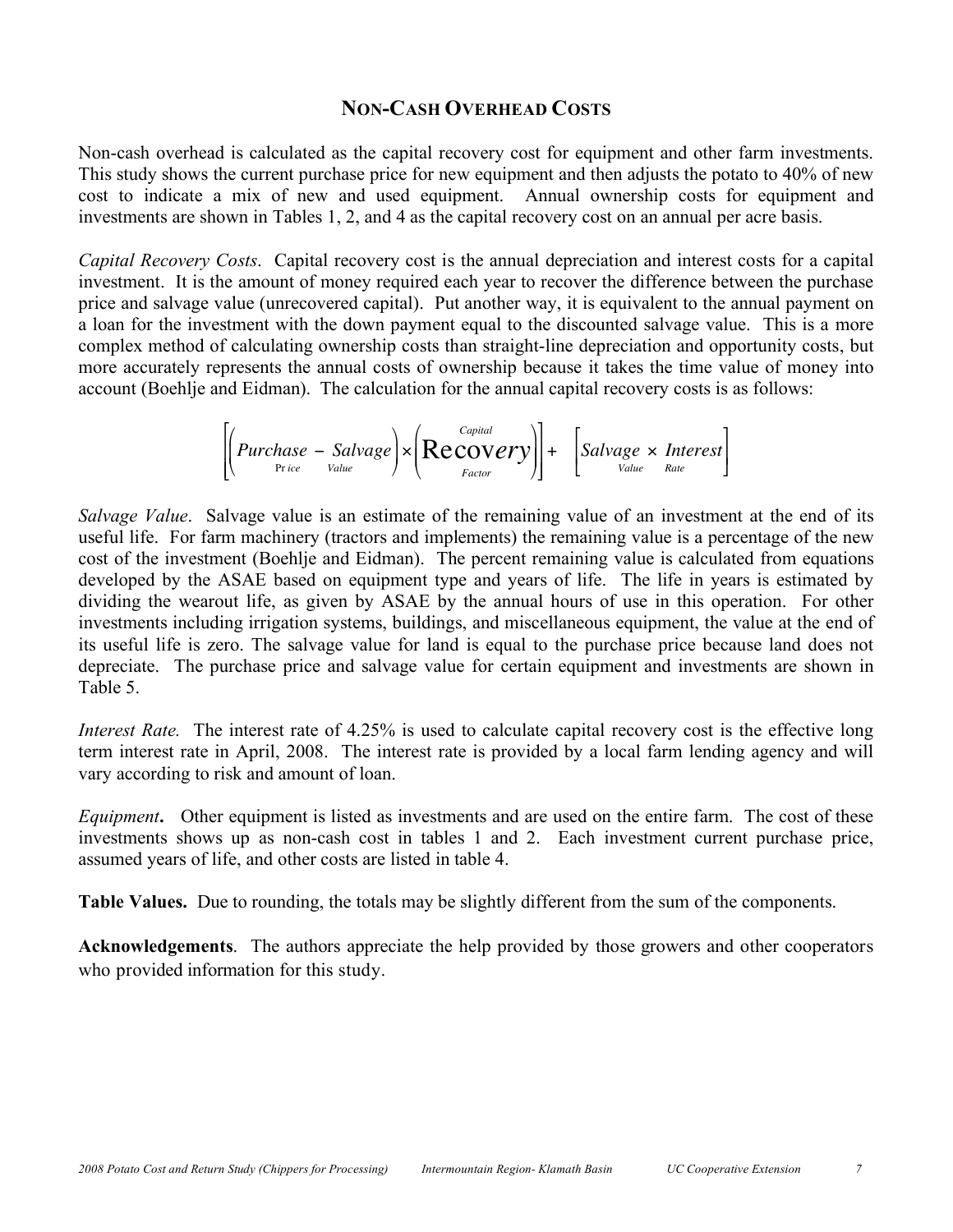## NON-CASH OVERHEAD COSTS

Non-cash overhead is calculated as the capital recovery cost for equipment and other farm investments. This study shows the current purchase price for new equipment and then adjusts the potato to 40% of new cost to indicate a mix of new and used equipment. Annual ownership costs for equipment and investments are shown in Tables 1, 2, and 4 as the capital recovery cost on an annual per acre basis.

*Capital Recovery Costs*. Capital recovery cost is the annual depreciation and interest costs for a capital investment. It is the amount of money required each year to recover the difference between the purchase price and salvage value (unrecovered capital). Put another way, it is equivalent to the annual payment on a loan for the investment with the down payment equal to the discounted salvage value. This is a more complex method of calculating ownership costs than straight-line depreciation and opportunity costs, but more accurately represents the annual costs of ownership because it takes the time value of money into account (Boehlje and Eidman). The calculation for the annual capital recovery costs is as follows:

$$\left[\left(\underset{\text{Price}}{Purchase} - \underset{\text{Value}}{Salvage}\right) \times \left(\overset{\text{Capital}}{\underset{\text{Factor}}{\text{Recovery}}}\right)\right] + \left[\underset{\text{Value}}{Salvage} \times \underset{\text{Rate}}{Interest}\right]$$

*Salvage Value*. Salvage value is an estimate of the remaining value of an investment at the end of its useful life. For farm machinery (tractors and implements) the remaining value is a percentage of the new cost of the investment (Boehlje and Eidman). The percent remaining value is calculated from equations developed by the ASAE based on equipment type and years of life. The life in years is estimated by dividing the wearout life, as given by ASAE by the annual hours of use in this operation. For other investments including irrigation systems, buildings, and miscellaneous equipment, the value at the end of its useful life is zero. The salvage value for land is equal to the purchase price because land does not depreciate. The purchase price and salvage value for certain equipment and investments are shown in Table 5.

*Interest Rate.* The interest rate of 4.25% is used to calculate capital recovery cost is the effective long term interest rate in April, 2008. The interest rate is provided by a local farm lending agency and will vary according to risk and amount of loan.

***Equipment*.** Other equipment is listed as investments and are used on the entire farm. The cost of these investments shows up as non-cash cost in tables 1 and 2. Each investment current purchase price, assumed years of life, and other costs are listed in table 4.

**Table Values.** Due to rounding, the totals may be slightly different from the sum of the components.

**Acknowledgements**. The authors appreciate the help provided by those growers and other cooperators who provided information for this study.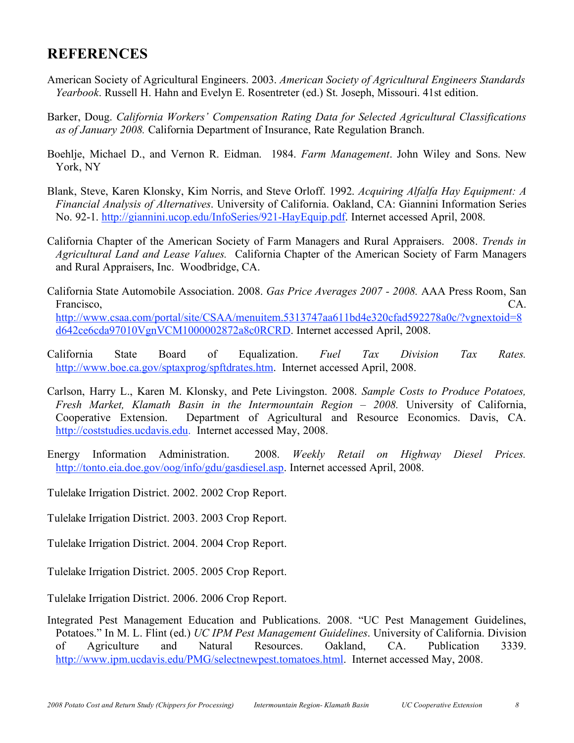# REFERENCES

American Society of Agricultural Engineers. 2003. *American Society of Agricultural Engineers Standards Yearbook*. Russell H. Hahn and Evelyn E. Rosentreter (ed.) St. Joseph, Missouri. 41st edition.

Barker, Doug. *California Workers' Compensation Rating Data for Selected Agricultural Classifications as of January 2008.* California Department of Insurance, Rate Regulation Branch.

Boehlje, Michael D., and Vernon R. Eidman. 1984. *Farm Management*. John Wiley and Sons. New York, NY

Blank, Steve, Karen Klonsky, Kim Norris, and Steve Orloff. 1992. *Acquiring Alfalfa Hay Equipment: A Financial Analysis of Alternatives*. University of California. Oakland, CA: Giannini Information Series No. 92-1. http://giannini.ucop.edu/InfoSeries/921-HayEquip.pdf. Internet accessed April, 2008.

California Chapter of the American Society of Farm Managers and Rural Appraisers. 2008. *Trends in Agricultural Land and Lease Values.* California Chapter of the American Society of Farm Managers and Rural Appraisers, Inc. Woodbridge, CA.

California State Automobile Association. 2008. *Gas Price Averages 2007 - 2008.* AAA Press Room, San Francisco, CA. http://www.csaa.com/portal/site/CSAA/menuitem.5313747aa611bd4e320cfad592278a0c/?vgnextoid=8d642ce6cda97010VgnVCM1000002872a8c0RCRD. Internet accessed April, 2008.

California State Board of Equalization. *Fuel Tax Division Tax Rates.* http://www.boe.ca.gov/sptaxprog/spftdrates.htm. Internet accessed April, 2008.

Carlson, Harry L., Karen M. Klonsky, and Pete Livingston. 2008. *Sample Costs to Produce Potatoes, Fresh Market, Klamath Basin in the Intermountain Region – 2008.* University of California, Cooperative Extension. Department of Agricultural and Resource Economics. Davis, CA. http://coststudies.ucdavis.edu. Internet accessed May, 2008.

Energy Information Administration. 2008. *Weekly Retail on Highway Diesel Prices.* http://tonto.eia.doe.gov/oog/info/gdu/gasdiesel.asp. Internet accessed April, 2008.

Tulelake Irrigation District. 2002. 2002 Crop Report.

Tulelake Irrigation District. 2003. 2003 Crop Report.

Tulelake Irrigation District. 2004. 2004 Crop Report.

Tulelake Irrigation District. 2005. 2005 Crop Report.

Tulelake Irrigation District. 2006. 2006 Crop Report.

Integrated Pest Management Education and Publications. 2008. "UC Pest Management Guidelines, Potatoes." In M. L. Flint (ed.) *UC IPM Pest Management Guidelines*. University of California. Division of Agriculture and Natural Resources. Oakland, CA. Publication 3339. http://www.ipm.ucdavis.edu/PMG/selectnewpest.tomatoes.html. Internet accessed May, 2008.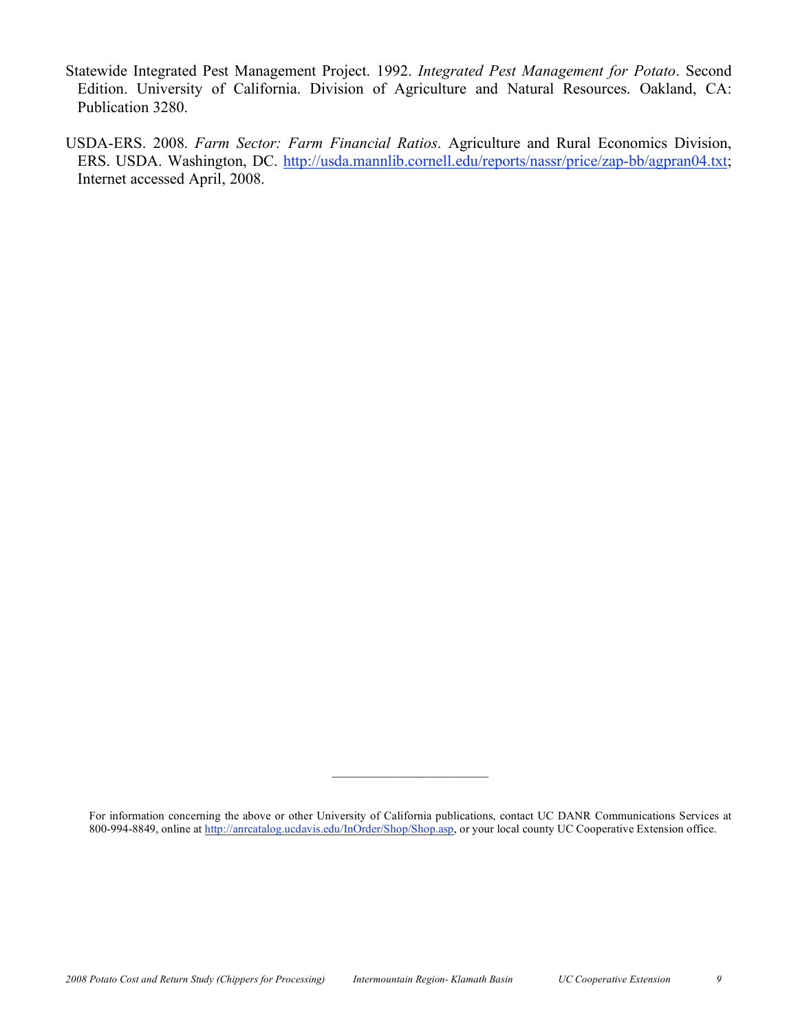Statewide Integrated Pest Management Project. 1992. *Integrated Pest Management for Potato*. Second Edition. University of California. Division of Agriculture and Natural Resources. Oakland, CA: Publication 3280.

USDA-ERS. 2008. *Farm Sector: Farm Financial Ratios*. Agriculture and Rural Economics Division, ERS. USDA. Washington, DC. http://usda.mannlib.cornell.edu/reports/nassr/price/zap-bb/agpran04.txt; Internet accessed April, 2008.

---

For information concerning the above or other University of California publications, contact UC DANR Communications Services at 800-994-8849, online at http://anrcatalog.ucdavis.edu/InOrder/Shop/Shop.asp, or your local county UC Cooperative Extension office.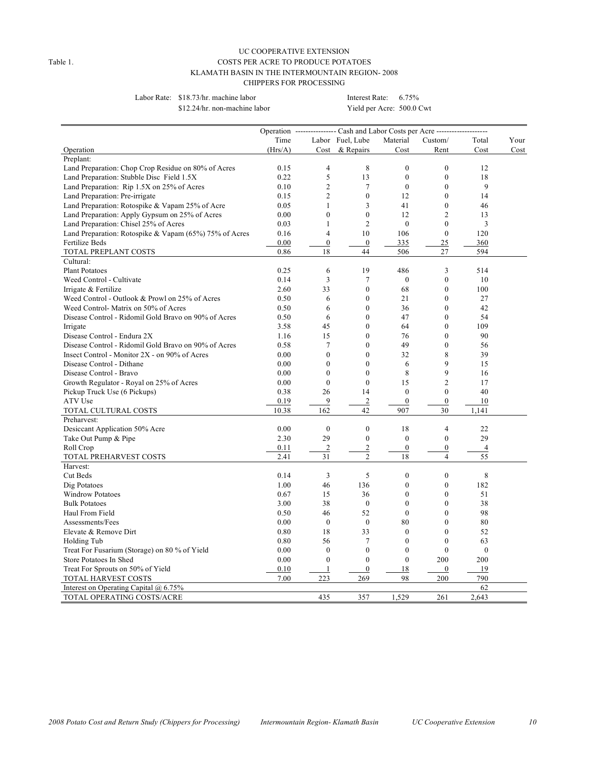Table 1.

UC COOPERATIVE EXTENSION
COSTS PER ACRE TO PRODUCE POTATOES
KLAMATH BASIN IN THE INTERMOUNTAIN REGION- 2008
CHIPPERS FOR PROCESSING

Labor Rate: $18.73/hr. machine labor
$12.24/hr. non-machine labor

Interest Rate: 6.75%
Yield per Acre: 500.0 Cwt

| Operation | Operation Time (Hrs/A) | Cash and Labor Costs per Acre: Labor Cost | Fuel, Lube & Repairs | Material Cost | Custom/ Rent | Total Cost | Your Cost |
|---|---|---|---|---|---|---|---|
| Preplant: | | | | | | | |
| Land Preparation: Chop Crop Residue on 80% of Acres | 0.15 | 4 | 8 | 0 | 0 | 12 | |
| Land Preparation: Stubble Disc Field 1.5X | 0.22 | 5 | 13 | 0 | 0 | 18 | |
| Land Preparation: Rip 1.5X on 25% of Acres | 0.10 | 2 | 7 | 0 | 0 | 9 | |
| Land Preparation: Pre-irrigate | 0.15 | 2 | 0 | 12 | 0 | 14 | |
| Land Preparation: Rotospike & Vapam 25% of Acre | 0.05 | 1 | 3 | 41 | 0 | 46 | |
| Land Preparation: Apply Gypsum on 25% of Acres | 0.00 | 0 | 0 | 12 | 2 | 13 | |
| Land Preparation: Chisel 25% of Acres | 0.03 | 1 | 2 | 0 | 0 | 3 | |
| Land Preparation: Rotospike & Vapam (65%) 75% of Acres | 0.16 | 4 | 10 | 106 | 0 | 120 | |
| Fertilize Beds | 0.00 | 0 | 0 | 335 | 25 | 360 | |
| TOTAL PREPLANT COSTS | 0.86 | 18 | 44 | 506 | 27 | 594 | |
| Cultural: | | | | | | | |
| Plant Potatoes | 0.25 | 6 | 19 | 486 | 3 | 514 | |
| Weed Control - Cultivate | 0.14 | 3 | 7 | 0 | 0 | 10 | |
| Irrigate & Fertilize | 2.60 | 33 | 0 | 68 | 0 | 100 | |
| Weed Control - Outlook & Prowl on 25% of Acres | 0.50 | 6 | 0 | 21 | 0 | 27 | |
| Weed Control- Matrix on 50% of Acres | 0.50 | 6 | 0 | 36 | 0 | 42 | |
| Disease Control - Ridomil Gold Bravo on 90% of Acres | 0.50 | 6 | 0 | 47 | 0 | 54 | |
| Irrigate | 3.58 | 45 | 0 | 64 | 0 | 109 | |
| Disease Control - Endura 2X | 1.16 | 15 | 0 | 76 | 0 | 90 | |
| Disease Control - Ridomil Gold Bravo on 90% of Acres | 0.58 | 7 | 0 | 49 | 0 | 56 | |
| Insect Control - Monitor 2X - on 90% of Acres | 0.00 | 0 | 0 | 32 | 8 | 39 | |
| Disease Control - Dithane | 0.00 | 0 | 0 | 6 | 9 | 15 | |
| Disease Control - Bravo | 0.00 | 0 | 0 | 8 | 9 | 16 | |
| Growth Regulator - Royal on 25% of Acres | 0.00 | 0 | 0 | 15 | 2 | 17 | |
| Pickup Truck Use (6 Pickups) | 0.38 | 26 | 14 | 0 | 0 | 40 | |
| ATV Use | 0.19 | 9 | 2 | 0 | 0 | 10 | |
| TOTAL CULTURAL COSTS | 10.38 | 162 | 42 | 907 | 30 | 1,141 | |
| Preharvest: | | | | | | | |
| Desiccant Application 50% Acre | 0.00 | 0 | 0 | 18 | 4 | 22 | |
| Take Out Pump & Pipe | 2.30 | 29 | 0 | 0 | 0 | 29 | |
| Roll Crop | 0.11 | 2 | 2 | 0 | 0 | 4 | |
| TOTAL PREHARVEST COSTS | 2.41 | 31 | 2 | 18 | 4 | 55 | |
| Harvest: | | | | | | | |
| Cut Beds | 0.14 | 3 | 5 | 0 | 0 | 8 | |
| Dig Potatoes | 1.00 | 46 | 136 | 0 | 0 | 182 | |
| Windrow Potatoes | 0.67 | 15 | 36 | 0 | 0 | 51 | |
| Bulk Potatoes | 3.00 | 38 | 0 | 0 | 0 | 38 | |
| Haul From Field | 0.50 | 46 | 52 | 0 | 0 | 98 | |
| Assessments/Fees | 0.00 | 0 | 0 | 80 | 0 | 80 | |
| Elevate & Remove Dirt | 0.80 | 18 | 33 | 0 | 0 | 52 | |
| Holding Tub | 0.80 | 56 | 7 | 0 | 0 | 63 | |
| Treat For Fusarium (Storage) on 80 % of Yield | 0.00 | 0 | 0 | 0 | 0 | 0 | |
| Store Potatoes In Shed | 0.00 | 0 | 0 | 0 | 200 | 200 | |
| Treat For Sprouts on 50% of Yield | 0.10 | 1 | 0 | 18 | 0 | 19 | |
| TOTAL HARVEST COSTS | 7.00 | 223 | 269 | 98 | 200 | 790 | |
| Interest on Operating Capital @ 6.75% | | | | | | 62 | |
| TOTAL OPERATING COSTS/ACRE | | 435 | 357 | 1,529 | 261 | 2,643 | |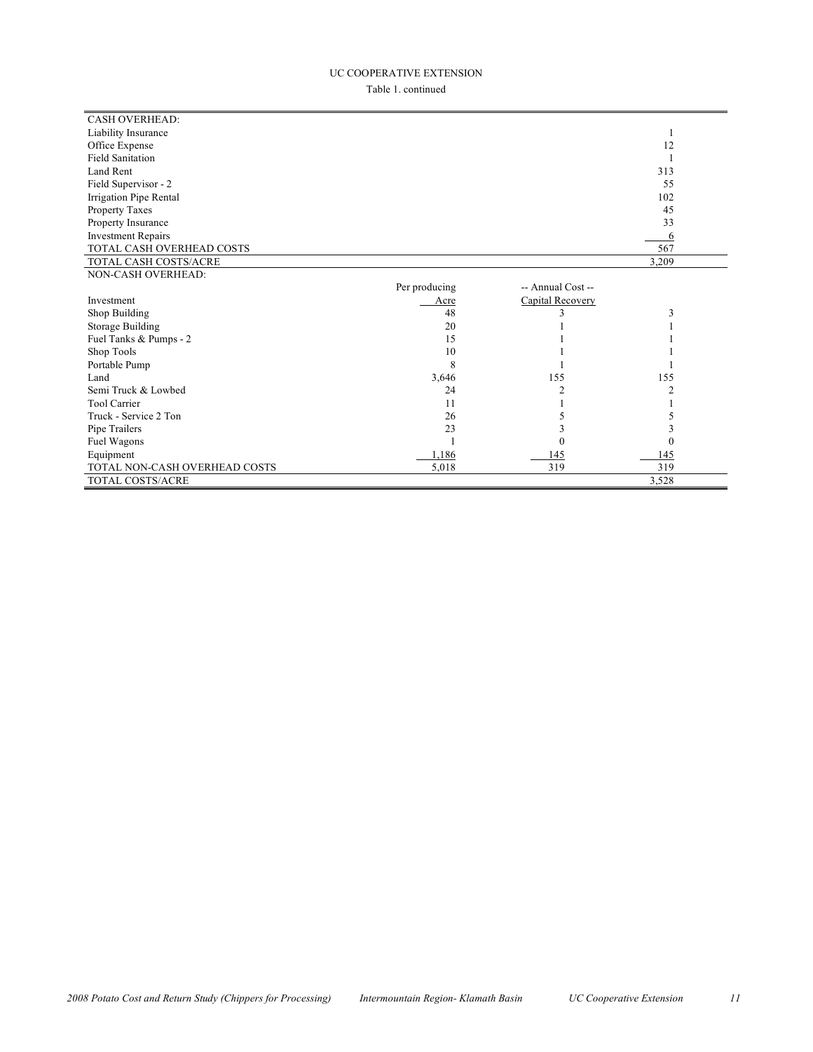UC COOPERATIVE EXTENSION

Table 1. continued

| CASH OVERHEAD: | | | |
|---|---|---|---|
| Liability Insurance | | | 1 |
| Office Expense | | | 12 |
| Field Sanitation | | | 1 |
| Land Rent | | | 313 |
| Field Supervisor - 2 | | | 55 |
| Irrigation Pipe Rental | | | 102 |
| Property Taxes | | | 45 |
| Property Insurance | | | 33 |
| Investment Repairs | | | 6 |
| TOTAL CASH OVERHEAD COSTS | | | 567 |
| TOTAL CASH COSTS/ACRE | | | 3,209 |
| NON-CASH OVERHEAD: | | | |
| | Per producing | -- Annual Cost -- | |
| Investment | Acre | Capital Recovery | |
| Shop Building | 48 | 3 | 3 |
| Storage Building | 20 | 1 | 1 |
| Fuel Tanks & Pumps - 2 | 15 | 1 | 1 |
| Shop Tools | 10 | 1 | 1 |
| Portable Pump | 8 | 1 | 1 |
| Land | 3,646 | 155 | 155 |
| Semi Truck & Lowbed | 24 | 2 | 2 |
| Tool Carrier | 11 | 1 | 1 |
| Truck - Service 2 Ton | 26 | 5 | 5 |
| Pipe Trailers | 23 | 3 | 3 |
| Fuel Wagons | 1 | 0 | 0 |
| Equipment | 1,186 | 145 | 145 |
| TOTAL NON-CASH OVERHEAD COSTS | 5,018 | 319 | 319 |
| TOTAL COSTS/ACRE | | | 3,528 |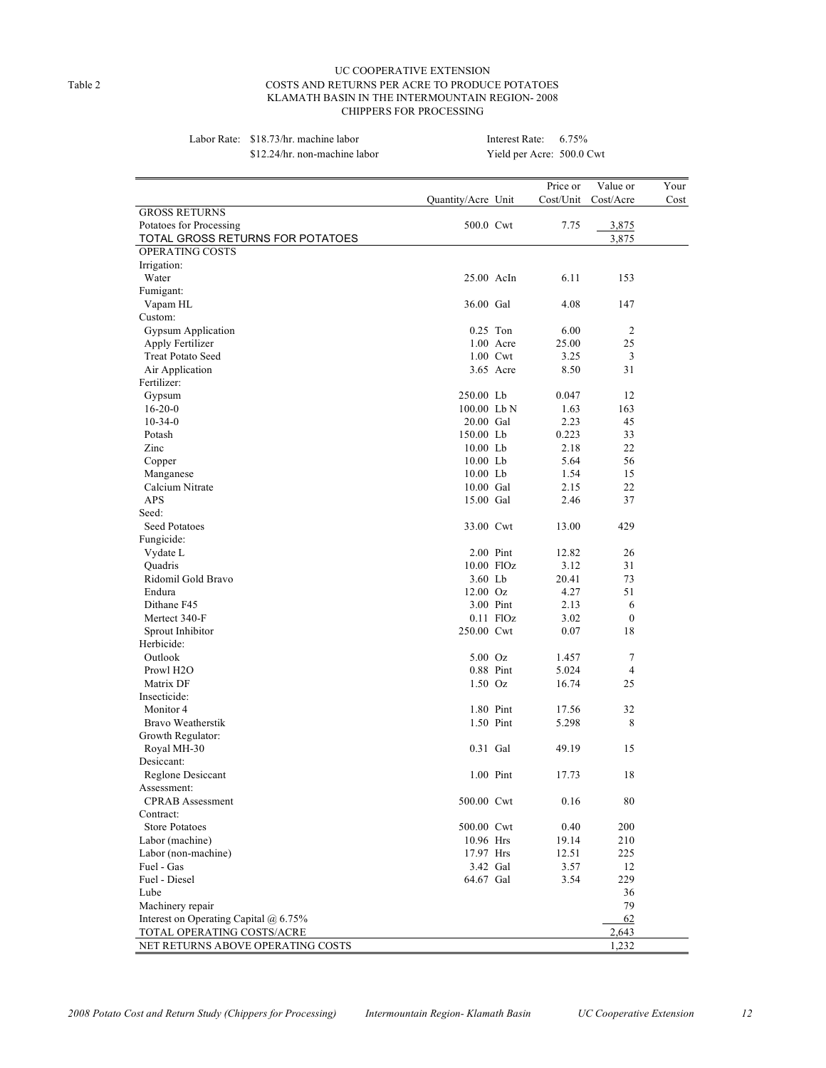Table 2

# UC COOPERATIVE EXTENSION
## COSTS AND RETURNS PER ACRE TO PRODUCE POTATOES
## KLAMATH BASIN IN THE INTERMOUNTAIN REGION- 2008
## CHIPPERS FOR PROCESSING

Labor Rate: $18.73/hr. machine labor
$12.24/hr. non-machine labor

Interest Rate: 6.75%
Yield per Acre: 500.0 Cwt

| | Quantity/Acre | Unit | Price or Cost/Unit | Value or Cost/Acre | Your Cost |
|---|---|---|---|---|---|
| GROSS RETURNS | | | | | |
| Potatoes for Processing | 500.0 | Cwt | 7.75 | 3,875 | |
| TOTAL GROSS RETURNS FOR POTATOES | | | | 3,875 | |
| OPERATING COSTS | | | | | |
| Irrigation: | | | | | |
| Water | 25.00 | AcIn | 6.11 | 153 | |
| Fumigant: | | | | | |
| Vapam HL | 36.00 | Gal | 4.08 | 147 | |
| Custom: | | | | | |
| Gypsum Application | 0.25 | Ton | 6.00 | 2 | |
| Apply Fertilizer | 1.00 | Acre | 25.00 | 25 | |
| Treat Potato Seed | 1.00 | Cwt | 3.25 | 3 | |
| Air Application | 3.65 | Acre | 8.50 | 31 | |
| Fertilizer: | | | | | |
| Gypsum | 250.00 | Lb | 0.047 | 12 | |
| 16-20-0 | 100.00 | Lb N | 1.63 | 163 | |
| 10-34-0 | 20.00 | Gal | 2.23 | 45 | |
| Potash | 150.00 | Lb | 0.223 | 33 | |
| Zinc | 10.00 | Lb | 2.18 | 22 | |
| Copper | 10.00 | Lb | 5.64 | 56 | |
| Manganese | 10.00 | Lb | 1.54 | 15 | |
| Calcium Nitrate | 10.00 | Gal | 2.15 | 22 | |
| APS | 15.00 | Gal | 2.46 | 37 | |
| Seed: | | | | | |
| Seed Potatoes | 33.00 | Cwt | 13.00 | 429 | |
| Fungicide: | | | | | |
| Vydate L | 2.00 | Pint | 12.82 | 26 | |
| Quadris | 10.00 | FlOz | 3.12 | 31 | |
| Ridomil Gold Bravo | 3.60 | Lb | 20.41 | 73 | |
| Endura | 12.00 | Oz | 4.27 | 51 | |
| Dithane F45 | 3.00 | Pint | 2.13 | 6 | |
| Mertect 340-F | 0.11 | FlOz | 3.02 | 0 | |
| Sprout Inhibitor | 250.00 | Cwt | 0.07 | 18 | |
| Herbicide: | | | | | |
| Outlook | 5.00 | Oz | 1.457 | 7 | |
| Prowl H2O | 0.88 | Pint | 5.024 | 4 | |
| Matrix DF | 1.50 | Oz | 16.74 | 25 | |
| Insecticide: | | | | | |
| Monitor 4 | 1.80 | Pint | 17.56 | 32 | |
| Bravo Weatherstik | 1.50 | Pint | 5.298 | 8 | |
| Growth Regulator: | | | | | |
| Royal MH-30 | 0.31 | Gal | 49.19 | 15 | |
| Desiccant: | | | | | |
| Reglone Desiccant | 1.00 | Pint | 17.73 | 18 | |
| Assessment: | | | | | |
| CPRAB Assessment | 500.00 | Cwt | 0.16 | 80 | |
| Contract: | | | | | |
| Store Potatoes | 500.00 | Cwt | 0.40 | 200 | |
| Labor (machine) | 10.96 | Hrs | 19.14 | 210 | |
| Labor (non-machine) | 17.97 | Hrs | 12.51 | 225 | |
| Fuel - Gas | 3.42 | Gal | 3.57 | 12 | |
| Fuel - Diesel | 64.67 | Gal | 3.54 | 229 | |
| Lube | | | | 36 | |
| Machinery repair | | | | 79 | |
| Interest on Operating Capital @ 6.75% | | | | 62 | |
| TOTAL OPERATING COSTS/ACRE | | | | 2,643 | |
| NET RETURNS ABOVE OPERATING COSTS | | | | 1,232 | |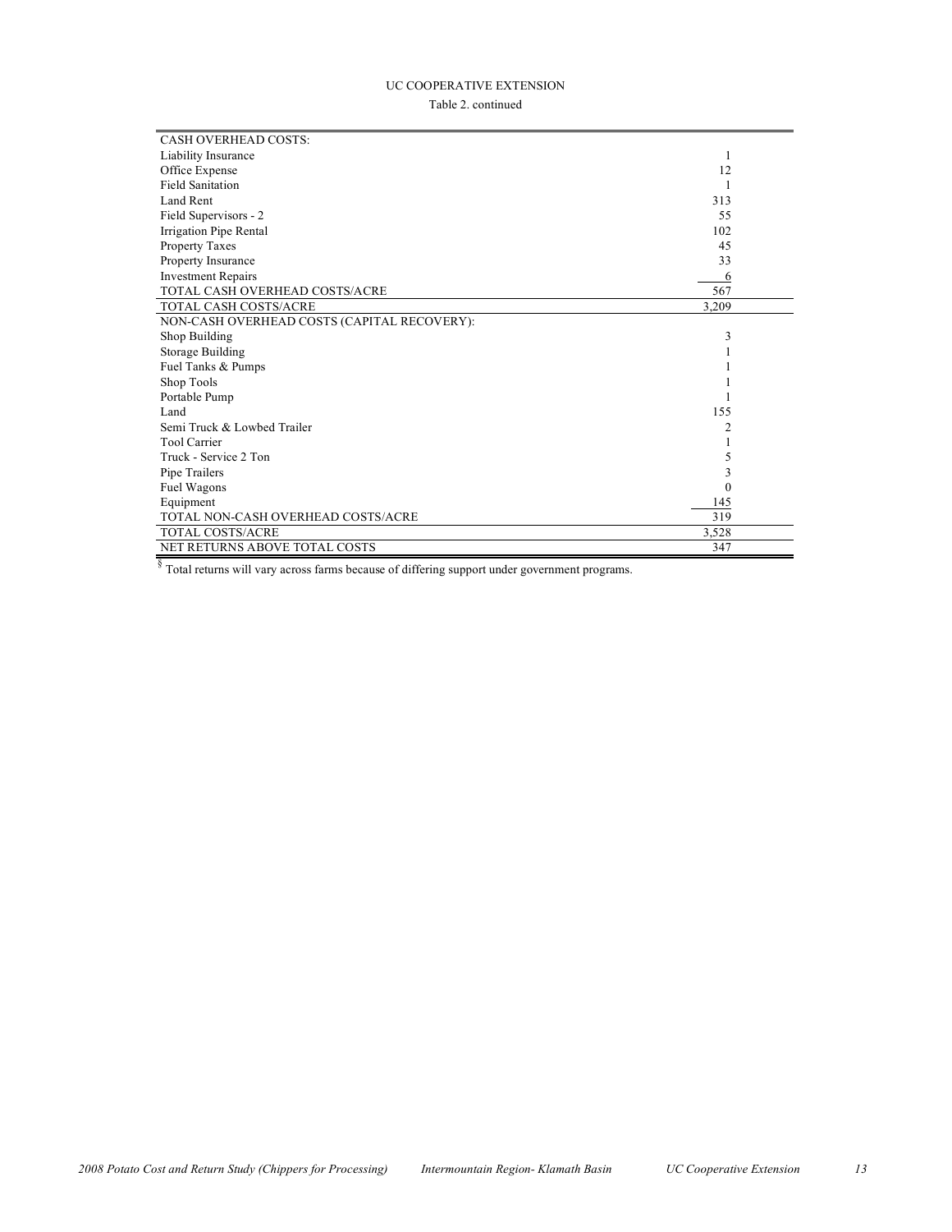UC COOPERATIVE EXTENSION

Table 2. continued

| | |
|---|---|
| CASH OVERHEAD COSTS: | |
| Liability Insurance | 1 |
| Office Expense | 12 |
| Field Sanitation | 1 |
| Land Rent | 313 |
| Field Supervisors - 2 | 55 |
| Irrigation Pipe Rental | 102 |
| Property Taxes | 45 |
| Property Insurance | 33 |
| Investment Repairs | 6 |
| TOTAL CASH OVERHEAD COSTS/ACRE | 567 |
| TOTAL CASH COSTS/ACRE | 3,209 |
| NON-CASH OVERHEAD COSTS (CAPITAL RECOVERY): | |
| Shop Building | 3 |
| Storage Building | 1 |
| Fuel Tanks & Pumps | 1 |
| Shop Tools | 1 |
| Portable Pump | 1 |
| Land | 155 |
| Semi Truck & Lowbed Trailer | 2 |
| Tool Carrier | 1 |
| Truck - Service 2 Ton | 5 |
| Pipe Trailers | 3 |
| Fuel Wagons | 0 |
| Equipment | 145 |
| TOTAL NON-CASH OVERHEAD COSTS/ACRE | 319 |
| TOTAL COSTS/ACRE | 3,528 |
| NET RETURNS ABOVE TOTAL COSTS | 347 |

§ Total returns will vary across farms because of differing support under government programs.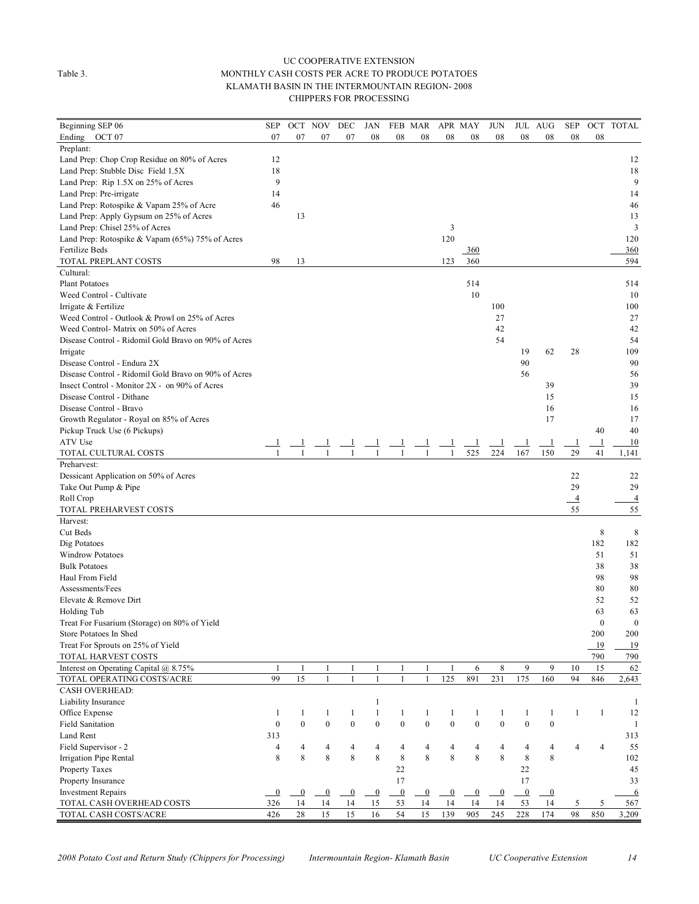Table 3.

UC COOPERATIVE EXTENSION
MONTHLY CASH COSTS PER ACRE TO PRODUCE POTATOES
KLAMATH BASIN IN THE INTERMOUNTAIN REGION- 2008
CHIPPERS FOR PROCESSING

| Beginning SEP 06 / Ending OCT 07 | SEP 07 | OCT 07 | NOV 07 | DEC 07 | JAN 08 | FEB 08 | MAR 08 | APR 08 | MAY 08 | JUN 08 | JUL 08 | AUG 08 | SEP 08 | OCT 08 | TOTAL |
|---|---|---|---|---|---|---|---|---|---|---|---|---|---|---|---|
| Preplant: | | | | | | | | | | | | | | | |
| Land Prep: Chop Crop Residue on 80% of Acres | 12 | | | | | | | | | | | | | | 12 |
| Land Prep: Stubble Disc Field 1.5X | 18 | | | | | | | | | | | | | | 18 |
| Land Prep: Rip 1.5X on 25% of Acres | 9 | | | | | | | | | | | | | | 9 |
| Land Prep: Pre-irrigate | 14 | | | | | | | | | | | | | | 14 |
| Land Prep: Rotospike & Vapam 25% of Acre | 46 | | | | | | | | | | | | | | 46 |
| Land Prep: Apply Gypsum on 25% of Acres | | 13 | | | | | | | | | | | | | 13 |
| Land Prep: Chisel 25% of Acres | | | | | | | | 3 | | | | | | | 3 |
| Land Prep: Rotospike & Vapam (65%) 75% of Acres | | | | | | | | 120 | | | | | | | 120 |
| Fertilize Beds | | | | | | | | | 360 | | | | | | 360 |
| TOTAL PREPLANT COSTS | 98 | 13 | | | | | | 123 | 360 | | | | | | 594 |
| Cultural: | | | | | | | | | | | | | | | |
| Plant Potatoes | | | | | | | | | 514 | | | | | | 514 |
| Weed Control - Cultivate | | | | | | | | | 10 | | | | | | 10 |
| Irrigate & Fertilize | | | | | | | | | | 100 | | | | | 100 |
| Weed Control - Outlook & Prowl on 25% of Acres | | | | | | | | | | 27 | | | | | 27 |
| Weed Control- Matrix on 50% of Acres | | | | | | | | | | 42 | | | | | 42 |
| Disease Control - Ridomil Gold Bravo on 90% of Acres | | | | | | | | | | 54 | | | | | 54 |
| Irrigate | | | | | | | | | | | 19 | 62 | 28 | | 109 |
| Disease Control - Endura 2X | | | | | | | | | | | 90 | | | | 90 |
| Disease Control - Ridomil Gold Bravo on 90% of Acres | | | | | | | | | | | 56 | | | | 56 |
| Insect Control - Monitor 2X - on 90% of Acres | | | | | | | | | | | | 39 | | | 39 |
| Disease Control - Dithane | | | | | | | | | | | | 15 | | | 15 |
| Disease Control - Bravo | | | | | | | | | | | | 16 | | | 16 |
| Growth Regulator - Royal on 85% of Acres | | | | | | | | | | | | 17 | | | 17 |
| Pickup Truck Use (6 Pickups) | | | | | | | | | | | | | | 40 | 40 |
| ATV Use | 1 | 1 | 1 | 1 | 1 | 1 | 1 | 1 | 1 | 1 | 1 | 1 | 1 | 1 | 10 |
| TOTAL CULTURAL COSTS | 1 | 1 | 1 | 1 | 1 | 1 | 1 | 1 | 525 | 224 | 167 | 150 | 29 | 41 | 1,141 |
| Preharvest: | | | | | | | | | | | | | | | |
| Dessicant Application on 50% of Acres | | | | | | | | | | | | | 22 | | 22 |
| Take Out Pump & Pipe | | | | | | | | | | | | | 29 | | 29 |
| Roll Crop | | | | | | | | | | | | | 4 | | 4 |
| TOTAL PREHARVEST COSTS | | | | | | | | | | | | | 55 | | 55 |
| Harvest: | | | | | | | | | | | | | | | |
| Cut Beds | | | | | | | | | | | | | | 8 | 8 |
| Dig Potatoes | | | | | | | | | | | | | | 182 | 182 |
| Windrow Potatoes | | | | | | | | | | | | | | 51 | 51 |
| Bulk Potatoes | | | | | | | | | | | | | | 38 | 38 |
| Haul From Field | | | | | | | | | | | | | | 98 | 98 |
| Assessments/Fees | | | | | | | | | | | | | | 80 | 80 |
| Elevate & Remove Dirt | | | | | | | | | | | | | | 52 | 52 |
| Holding Tub | | | | | | | | | | | | | | 63 | 63 |
| Treat For Fusarium (Storage) on 80% of Yield | | | | | | | | | | | | | | 0 | 0 |
| Store Potatoes In Shed | | | | | | | | | | | | | | 200 | 200 |
| Treat For Sprouts on 25% of Yield | | | | | | | | | | | | | | 19 | 19 |
| TOTAL HARVEST COSTS | | | | | | | | | | | | | | 790 | 790 |
| Interest on Operating Capital @ 8.75% | 1 | 1 | 1 | 1 | 1 | 1 | 1 | 1 | 6 | 8 | 9 | 9 | 10 | 15 | 62 |
| TOTAL OPERATING COSTS/ACRE | 99 | 15 | 1 | 1 | 1 | 1 | 1 | 125 | 891 | 231 | 175 | 160 | 94 | 846 | 2,643 |
| CASH OVERHEAD: | | | | | | | | | | | | | | | |
| Liability Insurance | | | | | 1 | | | | | | | | | | 1 |
| Office Expense | 1 | 1 | 1 | 1 | 1 | 1 | 1 | 1 | 1 | 1 | 1 | 1 | 1 | 1 | 12 |
| Field Sanitation | 0 | 0 | 0 | 0 | 0 | 0 | 0 | 0 | 0 | 0 | 0 | 0 | | | 1 |
| Land Rent | 313 | | | | | | | | | | | | | | 313 |
| Field Supervisor - 2 | 4 | 4 | 4 | 4 | 4 | 4 | 4 | 4 | 4 | 4 | 4 | 4 | 4 | 4 | 55 |
| Irrigation Pipe Rental | 8 | 8 | 8 | 8 | 8 | 8 | 8 | 8 | 8 | 8 | 8 | 8 | | | 102 |
| Property Taxes | | | | | | 22 | | | | | 22 | | | | 45 |
| Property Insurance | | | | | | 17 | | | | | 17 | | | | 33 |
| Investment Repairs | 0 | 0 | 0 | 0 | 0 | 0 | 0 | 0 | 0 | 0 | 0 | 0 | | | 6 |
| TOTAL CASH OVERHEAD COSTS | 326 | 14 | 14 | 14 | 15 | 53 | 14 | 14 | 14 | 14 | 53 | 14 | 5 | 5 | 567 |
| TOTAL CASH COSTS/ACRE | 426 | 28 | 15 | 15 | 16 | 54 | 15 | 139 | 905 | 245 | 228 | 174 | 98 | 850 | 3,209 |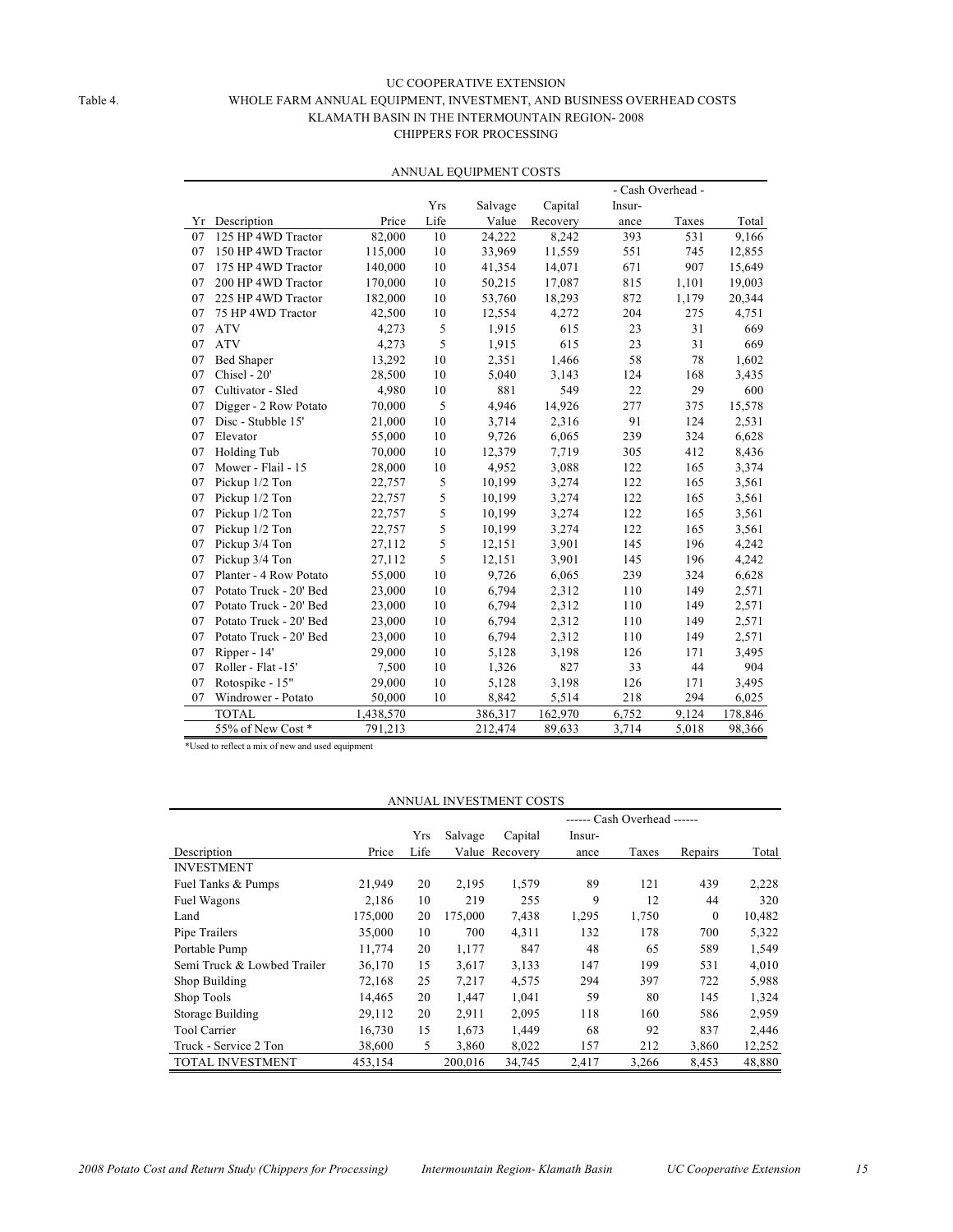Table 4.

UC COOPERATIVE EXTENSION
WHOLE FARM ANNUAL EQUIPMENT, INVESTMENT, AND BUSINESS OVERHEAD COSTS
KLAMATH BASIN IN THE INTERMOUNTAIN REGION- 2008
CHIPPERS FOR PROCESSING

ANNUAL EQUIPMENT COSTS

| | | | | | | - Cash Overhead - | | |
|---|---|---|---|---|---|---|---|---|
| Yr | Description | Price | Yrs Life | Salvage Value | Capital Recovery | Insur-ance | Taxes | Total |
| 07 | 125 HP 4WD Tractor | 82,000 | 10 | 24,222 | 8,242 | 393 | 531 | 9,166 |
| 07 | 150 HP 4WD Tractor | 115,000 | 10 | 33,969 | 11,559 | 551 | 745 | 12,855 |
| 07 | 175 HP 4WD Tractor | 140,000 | 10 | 41,354 | 14,071 | 671 | 907 | 15,649 |
| 07 | 200 HP 4WD Tractor | 170,000 | 10 | 50,215 | 17,087 | 815 | 1,101 | 19,003 |
| 07 | 225 HP 4WD Tractor | 182,000 | 10 | 53,760 | 18,293 | 872 | 1,179 | 20,344 |
| 07 | 75 HP 4WD Tractor | 42,500 | 10 | 12,554 | 4,272 | 204 | 275 | 4,751 |
| 07 | ATV | 4,273 | 5 | 1,915 | 615 | 23 | 31 | 669 |
| 07 | ATV | 4,273 | 5 | 1,915 | 615 | 23 | 31 | 669 |
| 07 | Bed Shaper | 13,292 | 10 | 2,351 | 1,466 | 58 | 78 | 1,602 |
| 07 | Chisel - 20' | 28,500 | 10 | 5,040 | 3,143 | 124 | 168 | 3,435 |
| 07 | Cultivator - Sled | 4,980 | 10 | 881 | 549 | 22 | 29 | 600 |
| 07 | Digger - 2 Row Potato | 70,000 | 5 | 4,946 | 14,926 | 277 | 375 | 15,578 |
| 07 | Disc - Stubble 15' | 21,000 | 10 | 3,714 | 2,316 | 91 | 124 | 2,531 |
| 07 | Elevator | 55,000 | 10 | 9,726 | 6,065 | 239 | 324 | 6,628 |
| 07 | Holding Tub | 70,000 | 10 | 12,379 | 7,719 | 305 | 412 | 8,436 |
| 07 | Mower - Flail - 15 | 28,000 | 10 | 4,952 | 3,088 | 122 | 165 | 3,374 |
| 07 | Pickup 1/2 Ton | 22,757 | 5 | 10,199 | 3,274 | 122 | 165 | 3,561 |
| 07 | Pickup 1/2 Ton | 22,757 | 5 | 10,199 | 3,274 | 122 | 165 | 3,561 |
| 07 | Pickup 1/2 Ton | 22,757 | 5 | 10,199 | 3,274 | 122 | 165 | 3,561 |
| 07 | Pickup 1/2 Ton | 22,757 | 5 | 10,199 | 3,274 | 122 | 165 | 3,561 |
| 07 | Pickup 3/4 Ton | 27,112 | 5 | 12,151 | 3,901 | 145 | 196 | 4,242 |
| 07 | Pickup 3/4 Ton | 27,112 | 5 | 12,151 | 3,901 | 145 | 196 | 4,242 |
| 07 | Planter - 4 Row Potato | 55,000 | 10 | 9,726 | 6,065 | 239 | 324 | 6,628 |
| 07 | Potato Truck - 20' Bed | 23,000 | 10 | 6,794 | 2,312 | 110 | 149 | 2,571 |
| 07 | Potato Truck - 20' Bed | 23,000 | 10 | 6,794 | 2,312 | 110 | 149 | 2,571 |
| 07 | Potato Truck - 20' Bed | 23,000 | 10 | 6,794 | 2,312 | 110 | 149 | 2,571 |
| 07 | Potato Truck - 20' Bed | 23,000 | 10 | 6,794 | 2,312 | 110 | 149 | 2,571 |
| 07 | Ripper - 14' | 29,000 | 10 | 5,128 | 3,198 | 126 | 171 | 3,495 |
| 07 | Roller - Flat -15' | 7,500 | 10 | 1,326 | 827 | 33 | 44 | 904 |
| 07 | Rotospike - 15" | 29,000 | 10 | 5,128 | 3,198 | 126 | 171 | 3,495 |
| 07 | Windrower - Potato | 50,000 | 10 | 8,842 | 5,514 | 218 | 294 | 6,025 |
| | TOTAL | 1,438,570 | | 386,317 | 162,970 | 6,752 | 9,124 | 178,846 |
| | 55% of New Cost * | 791,213 | | 212,474 | 89,633 | 3,714 | 5,018 | 98,366 |

*Used to reflect a mix of new and used equipment

ANNUAL INVESTMENT COSTS

| | | | | | ------ Cash Overhead ------ | | | |
|---|---|---|---|---|---|---|---|---|
| Description | Price | Yrs Life | Salvage Value | Capital Recovery | Insur-ance | Taxes | Repairs | Total |
| INVESTMENT | | | | | | | | |
| Fuel Tanks & Pumps | 21,949 | 20 | 2,195 | 1,579 | 89 | 121 | 439 | 2,228 |
| Fuel Wagons | 2,186 | 10 | 219 | 255 | 9 | 12 | 44 | 320 |
| Land | 175,000 | 20 | 175,000 | 7,438 | 1,295 | 1,750 | 0 | 10,482 |
| Pipe Trailers | 35,000 | 10 | 700 | 4,311 | 132 | 178 | 700 | 5,322 |
| Portable Pump | 11,774 | 20 | 1,177 | 847 | 48 | 65 | 589 | 1,549 |
| Semi Truck & Lowbed Trailer | 36,170 | 15 | 3,617 | 3,133 | 147 | 199 | 531 | 4,010 |
| Shop Building | 72,168 | 25 | 7,217 | 4,575 | 294 | 397 | 722 | 5,988 |
| Shop Tools | 14,465 | 20 | 1,447 | 1,041 | 59 | 80 | 145 | 1,324 |
| Storage Building | 29,112 | 20 | 2,911 | 2,095 | 118 | 160 | 586 | 2,959 |
| Tool Carrier | 16,730 | 15 | 1,673 | 1,449 | 68 | 92 | 837 | 2,446 |
| Truck - Service 2 Ton | 38,600 | 5 | 3,860 | 8,022 | 157 | 212 | 3,860 | 12,252 |
| TOTAL INVESTMENT | 453,154 | | 200,016 | 34,745 | 2,417 | 3,266 | 8,453 | 48,880 |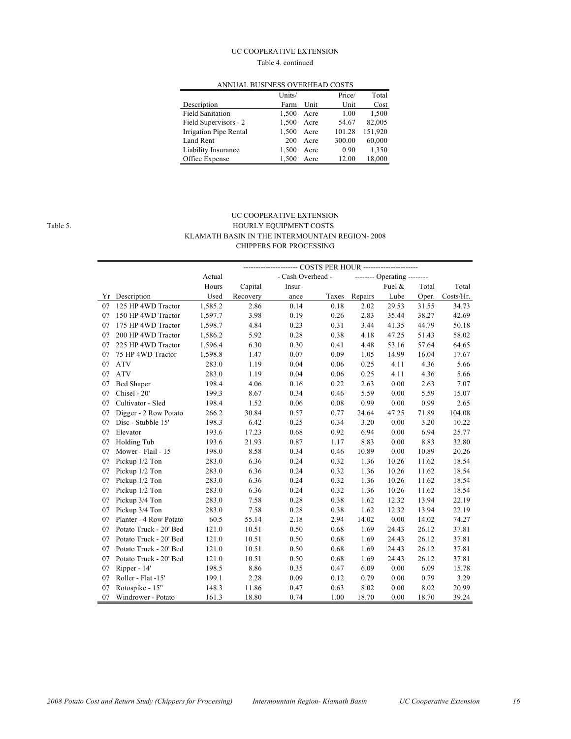UC COOPERATIVE EXTENSION

Table 4. continued

ANNUAL BUSINESS OVERHEAD COSTS

| Description | Units/ Farm | Unit | Price/ Unit | Total Cost |
|---|---|---|---|---|
| Field Sanitation | 1,500 | Acre | 1.00 | 1,500 |
| Field Supervisors - 2 | 1,500 | Acre | 54.67 | 82,005 |
| Irrigation Pipe Rental | 1,500 | Acre | 101.28 | 151,920 |
| Land Rent | 200 | Acre | 300.00 | 60,000 |
| Liability Insurance | 1,500 | Acre | 0.90 | 1,350 |
| Office Expense | 1,500 | Acre | 12.00 | 18,000 |

Table 5.

UC COOPERATIVE EXTENSION

HOURLY EQUIPMENT COSTS

KLAMATH BASIN IN THE INTERMOUNTAIN REGION- 2008

CHIPPERS FOR PROCESSING

| | | | COSTS PER HOUR | | | | | | |
|---|---|---|---|---|---|---|---|---|---|
| | | Actual | | - Cash Overhead - | | -------- Operating -------- | | | |
| Yr | Description | Hours Used | Capital Recovery | Insurance | Taxes | Repairs | Fuel & Lube | Total Oper. | Total Costs/Hr. |
| 07 | 125 HP 4WD Tractor | 1,585.2 | 2.86 | 0.14 | 0.18 | 2.02 | 29.53 | 31.55 | 34.73 |
| 07 | 150 HP 4WD Tractor | 1,597.7 | 3.98 | 0.19 | 0.26 | 2.83 | 35.44 | 38.27 | 42.69 |
| 07 | 175 HP 4WD Tractor | 1,598.7 | 4.84 | 0.23 | 0.31 | 3.44 | 41.35 | 44.79 | 50.18 |
| 07 | 200 HP 4WD Tractor | 1,586.2 | 5.92 | 0.28 | 0.38 | 4.18 | 47.25 | 51.43 | 58.02 |
| 07 | 225 HP 4WD Tractor | 1,596.4 | 6.30 | 0.30 | 0.41 | 4.48 | 53.16 | 57.64 | 64.65 |
| 07 | 75 HP 4WD Tractor | 1,598.8 | 1.47 | 0.07 | 0.09 | 1.05 | 14.99 | 16.04 | 17.67 |
| 07 | ATV | 283.0 | 1.19 | 0.04 | 0.06 | 0.25 | 4.11 | 4.36 | 5.66 |
| 07 | ATV | 283.0 | 1.19 | 0.04 | 0.06 | 0.25 | 4.11 | 4.36 | 5.66 |
| 07 | Bed Shaper | 198.4 | 4.06 | 0.16 | 0.22 | 2.63 | 0.00 | 2.63 | 7.07 |
| 07 | Chisel - 20' | 199.3 | 8.67 | 0.34 | 0.46 | 5.59 | 0.00 | 5.59 | 15.07 |
| 07 | Cultivator - Sled | 198.4 | 1.52 | 0.06 | 0.08 | 0.99 | 0.00 | 0.99 | 2.65 |
| 07 | Digger - 2 Row Potato | 266.2 | 30.84 | 0.57 | 0.77 | 24.64 | 47.25 | 71.89 | 104.08 |
| 07 | Disc - Stubble 15' | 198.3 | 6.42 | 0.25 | 0.34 | 3.20 | 0.00 | 3.20 | 10.22 |
| 07 | Elevator | 193.6 | 17.23 | 0.68 | 0.92 | 6.94 | 0.00 | 6.94 | 25.77 |
| 07 | Holding Tub | 193.6 | 21.93 | 0.87 | 1.17 | 8.83 | 0.00 | 8.83 | 32.80 |
| 07 | Mower - Flail - 15 | 198.0 | 8.58 | 0.34 | 0.46 | 10.89 | 0.00 | 10.89 | 20.26 |
| 07 | Pickup 1/2 Ton | 283.0 | 6.36 | 0.24 | 0.32 | 1.36 | 10.26 | 11.62 | 18.54 |
| 07 | Pickup 1/2 Ton | 283.0 | 6.36 | 0.24 | 0.32 | 1.36 | 10.26 | 11.62 | 18.54 |
| 07 | Pickup 1/2 Ton | 283.0 | 6.36 | 0.24 | 0.32 | 1.36 | 10.26 | 11.62 | 18.54 |
| 07 | Pickup 1/2 Ton | 283.0 | 6.36 | 0.24 | 0.32 | 1.36 | 10.26 | 11.62 | 18.54 |
| 07 | Pickup 3/4 Ton | 283.0 | 7.58 | 0.28 | 0.38 | 1.62 | 12.32 | 13.94 | 22.19 |
| 07 | Pickup 3/4 Ton | 283.0 | 7.58 | 0.28 | 0.38 | 1.62 | 12.32 | 13.94 | 22.19 |
| 07 | Planter - 4 Row Potato | 60.5 | 55.14 | 2.18 | 2.94 | 14.02 | 0.00 | 14.02 | 74.27 |
| 07 | Potato Truck - 20' Bed | 121.0 | 10.51 | 0.50 | 0.68 | 1.69 | 24.43 | 26.12 | 37.81 |
| 07 | Potato Truck - 20' Bed | 121.0 | 10.51 | 0.50 | 0.68 | 1.69 | 24.43 | 26.12 | 37.81 |
| 07 | Potato Truck - 20' Bed | 121.0 | 10.51 | 0.50 | 0.68 | 1.69 | 24.43 | 26.12 | 37.81 |
| 07 | Potato Truck - 20' Bed | 121.0 | 10.51 | 0.50 | 0.68 | 1.69 | 24.43 | 26.12 | 37.81 |
| 07 | Ripper - 14' | 198.5 | 8.86 | 0.35 | 0.47 | 6.09 | 0.00 | 6.09 | 15.78 |
| 07 | Roller - Flat -15' | 199.1 | 2.28 | 0.09 | 0.12 | 0.79 | 0.00 | 0.79 | 3.29 |
| 07 | Rotospike - 15" | 148.3 | 11.86 | 0.47 | 0.63 | 8.02 | 0.00 | 8.02 | 20.99 |
| 07 | Windrower - Potato | 161.3 | 18.80 | 0.74 | 1.00 | 18.70 | 0.00 | 18.70 | 39.24 |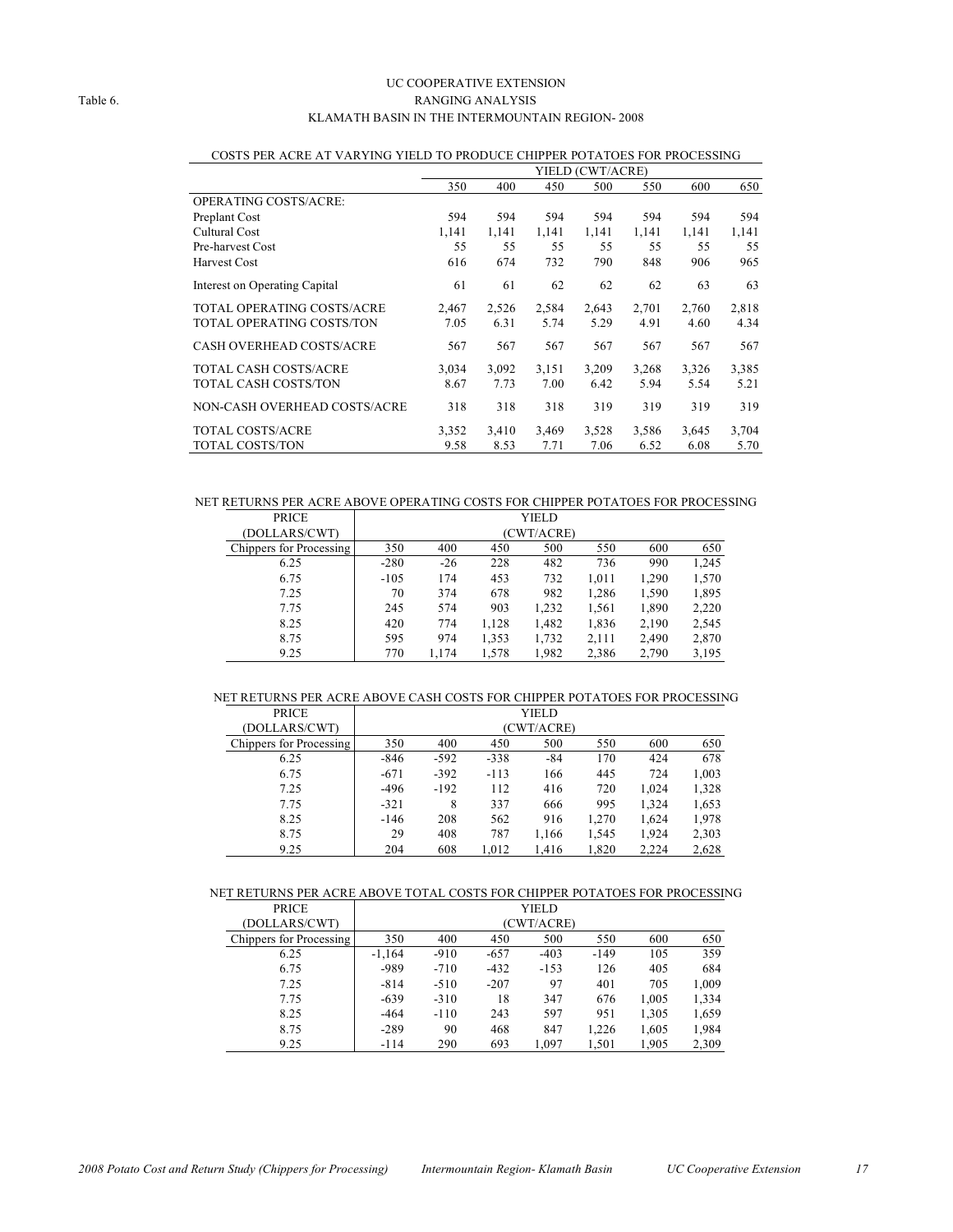Table 6.

UC COOPERATIVE EXTENSION
RANGING ANALYSIS
KLAMATH BASIN IN THE INTERMOUNTAIN REGION- 2008

COSTS PER ACRE AT VARYING YIELD TO PRODUCE CHIPPER POTATOES FOR PROCESSING

| | YIELD (CWT/ACRE) | | | | | | |
|---|---|---|---|---|---|---|---|
| | 350 | 400 | 450 | 500 | 550 | 600 | 650 |
| OPERATING COSTS/ACRE: | | | | | | | |
| Preplant Cost | 594 | 594 | 594 | 594 | 594 | 594 | 594 |
| Cultural Cost | 1,141 | 1,141 | 1,141 | 1,141 | 1,141 | 1,141 | 1,141 |
| Pre-harvest Cost | 55 | 55 | 55 | 55 | 55 | 55 | 55 |
| Harvest Cost | 616 | 674 | 732 | 790 | 848 | 906 | 965 |
| Interest on Operating Capital | 61 | 61 | 62 | 62 | 62 | 63 | 63 |
| TOTAL OPERATING COSTS/ACRE | 2,467 | 2,526 | 2,584 | 2,643 | 2,701 | 2,760 | 2,818 |
| TOTAL OPERATING COSTS/TON | 7.05 | 6.31 | 5.74 | 5.29 | 4.91 | 4.60 | 4.34 |
| CASH OVERHEAD COSTS/ACRE | 567 | 567 | 567 | 567 | 567 | 567 | 567 |
| TOTAL CASH COSTS/ACRE | 3,034 | 3,092 | 3,151 | 3,209 | 3,268 | 3,326 | 3,385 |
| TOTAL CASH COSTS/TON | 8.67 | 7.73 | 7.00 | 6.42 | 5.94 | 5.54 | 5.21 |
| NON-CASH OVERHEAD COSTS/ACRE | 318 | 318 | 318 | 319 | 319 | 319 | 319 |
| TOTAL COSTS/ACRE | 3,352 | 3,410 | 3,469 | 3,528 | 3,586 | 3,645 | 3,704 |
| TOTAL COSTS/TON | 9.58 | 8.53 | 7.71 | 7.06 | 6.52 | 6.08 | 5.70 |

NET RETURNS PER ACRE ABOVE OPERATING COSTS FOR CHIPPER POTATOES FOR PROCESSING

| PRICE (DOLLARS/CWT) | YIELD (CWT/ACRE) | | | | | | |
|---|---|---|---|---|---|---|---|
| Chippers for Processing | 350 | 400 | 450 | 500 | 550 | 600 | 650 |
| 6.25 | -280 | -26 | 228 | 482 | 736 | 990 | 1,245 |
| 6.75 | -105 | 174 | 453 | 732 | 1,011 | 1,290 | 1,570 |
| 7.25 | 70 | 374 | 678 | 982 | 1,286 | 1,590 | 1,895 |
| 7.75 | 245 | 574 | 903 | 1,232 | 1,561 | 1,890 | 2,220 |
| 8.25 | 420 | 774 | 1,128 | 1,482 | 1,836 | 2,190 | 2,545 |
| 8.75 | 595 | 974 | 1,353 | 1,732 | 2,111 | 2,490 | 2,870 |
| 9.25 | 770 | 1,174 | 1,578 | 1,982 | 2,386 | 2,790 | 3,195 |

NET RETURNS PER ACRE ABOVE CASH COSTS FOR CHIPPER POTATOES FOR PROCESSING

| PRICE (DOLLARS/CWT) | YIELD (CWT/ACRE) | | | | | | |
|---|---|---|---|---|---|---|---|
| Chippers for Processing | 350 | 400 | 450 | 500 | 550 | 600 | 650 |
| 6.25 | -846 | -592 | -338 | -84 | 170 | 424 | 678 |
| 6.75 | -671 | -392 | -113 | 166 | 445 | 724 | 1,003 |
| 7.25 | -496 | -192 | 112 | 416 | 720 | 1,024 | 1,328 |
| 7.75 | -321 | 8 | 337 | 666 | 995 | 1,324 | 1,653 |
| 8.25 | -146 | 208 | 562 | 916 | 1,270 | 1,624 | 1,978 |
| 8.75 | 29 | 408 | 787 | 1,166 | 1,545 | 1,924 | 2,303 |
| 9.25 | 204 | 608 | 1,012 | 1,416 | 1,820 | 2,224 | 2,628 |

NET RETURNS PER ACRE ABOVE TOTAL COSTS FOR CHIPPER POTATOES FOR PROCESSING

| PRICE (DOLLARS/CWT) | YIELD (CWT/ACRE) | | | | | | |
|---|---|---|---|---|---|---|---|
| Chippers for Processing | 350 | 400 | 450 | 500 | 550 | 600 | 650 |
| 6.25 | -1,164 | -910 | -657 | -403 | -149 | 105 | 359 |
| 6.75 | -989 | -710 | -432 | -153 | 126 | 405 | 684 |
| 7.25 | -814 | -510 | -207 | 97 | 401 | 705 | 1,009 |
| 7.75 | -639 | -310 | 18 | 347 | 676 | 1,005 | 1,334 |
| 8.25 | -464 | -110 | 243 | 597 | 951 | 1,305 | 1,659 |
| 8.75 | -289 | 90 | 468 | 847 | 1,226 | 1,605 | 1,984 |
| 9.25 | -114 | 290 | 693 | 1,097 | 1,501 | 1,905 | 2,309 |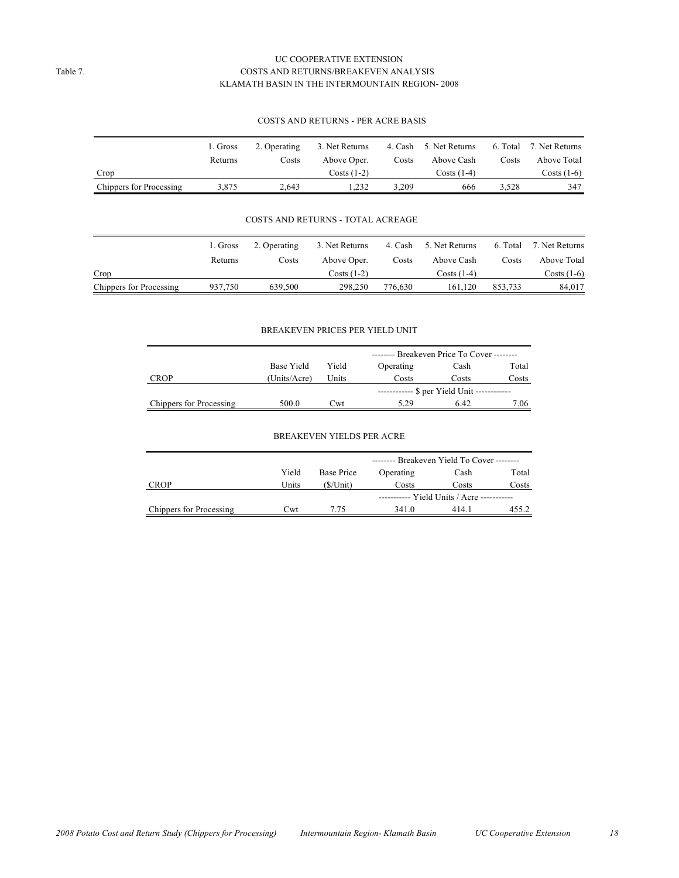Table 7.

# UC COOPERATIVE EXTENSION
## COSTS AND RETURNS/BREAKEVEN ANALYSIS
## KLAMATH BASIN IN THE INTERMOUNTAIN REGION- 2008

### COSTS AND RETURNS - PER ACRE BASIS

| Crop | 1. Gross Returns | 2. Operating Costs | 3. Net Returns Above Oper. Costs (1-2) | 4. Cash Costs | 5. Net Returns Above Cash Costs (1-4) | 6. Total Costs | 7. Net Returns Above Total Costs (1-6) |
|---|---|---|---|---|---|---|---|
| Chippers for Processing | 3,875 | 2,643 | 1,232 | 3,209 | 666 | 3,528 | 347 |

### COSTS AND RETURNS - TOTAL ACREAGE

| Crop | 1. Gross Returns | 2. Operating Costs | 3. Net Returns Above Oper. Costs (1-2) | 4. Cash Costs | 5. Net Returns Above Cash Costs (1-4) | 6. Total Costs | 7. Net Returns Above Total Costs (1-6) |
|---|---|---|---|---|---|---|---|
| Chippers for Processing | 937,750 | 639,500 | 298,250 | 776,630 | 161,120 | 853,733 | 84,017 |

### BREAKEVEN PRICES PER YIELD UNIT

| | | | -------- Breakeven Price To Cover -------- | | |
|---|---|---|---|---|---|
| CROP | Base Yield (Units/Acre) | Yield Units | Operating Costs | Cash Costs | Total Costs |
| | | | ------------ $ per Yield Unit ------------ | | |
| Chippers for Processing | 500.0 | Cwt | 5.29 | 6.42 | 7.06 |

### BREAKEVEN YIELDS PER ACRE

| | | | -------- Breakeven Yield To Cover -------- | | |
|---|---|---|---|---|---|
| CROP | Yield Units | Base Price ($/Unit) | Operating Costs | Cash Costs | Total Costs |
| | | | ----------- Yield Units / Acre ----------- | | |
| Chippers for Processing | Cwt | 7.75 | 341.0 | 414.1 | 455.2 |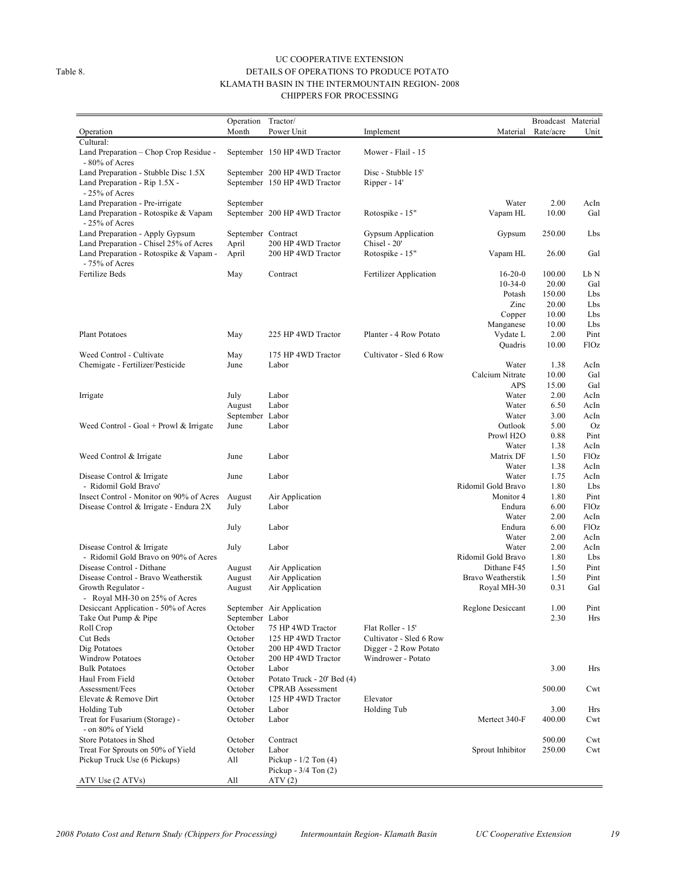Table 8.

# UC COOPERATIVE EXTENSION
## DETAILS OF OPERATIONS TO PRODUCE POTATO
## KLAMATH BASIN IN THE INTERMOUNTAIN REGION- 2008
## CHIPPERS FOR PROCESSING

| Operation | Operation Month | Tractor/ Power Unit | Implement | Material | Broadcast Rate/acre | Material Unit |
|---|---|---|---|---|---|---|
| Cultural: | | | | | | |
| Land Preparation – Chop Crop Residue - - 80% of Acres | September | 150 HP 4WD Tractor | Mower - Flail - 15 | | | |
| Land Preparation - Stubble Disc 1.5X | September | 200 HP 4WD Tractor | Disc - Stubble 15' | | | |
| Land Preparation - Rip 1.5X - - 25% of Acres | September | 150 HP 4WD Tractor | Ripper - 14' | | | |
| Land Preparation - Pre-irrigate | September | | | Water | 2.00 | AcIn |
| Land Preparation - Rotospike & Vapam - 25% of Acres | September | 200 HP 4WD Tractor | Rotospike - 15" | Vapam HL | 10.00 | Gal |
| Land Preparation - Apply Gypsum | September | Contract | Gypsum Application | Gypsum | 250.00 | Lbs |
| Land Preparation - Chisel 25% of Acres | April | 200 HP 4WD Tractor | Chisel - 20' | | | |
| Land Preparation - Rotospike & Vapam - - 75% of Acres | April | 200 HP 4WD Tractor | Rotospike - 15" | Vapam HL | 26.00 | Gal |
| Fertilize Beds | May | Contract | Fertilizer Application | 16-20-0 | 100.00 | Lb N |
| | | | | 10-34-0 | 20.00 | Gal |
| | | | | Potash | 150.00 | Lbs |
| | | | | Zinc | 20.00 | Lbs |
| | | | | Copper | 10.00 | Lbs |
| | | | | Manganese | 10.00 | Lbs |
| Plant Potatoes | May | 225 HP 4WD Tractor | Planter - 4 Row Potato | Vydate L | 2.00 | Pint |
| | | | | Quadris | 10.00 | FlOz |
| Weed Control - Cultivate | May | 175 HP 4WD Tractor | Cultivator - Sled 6 Row | | | |
| Chemigate - Fertilizer/Pesticide | June | Labor | | Water | 1.38 | AcIn |
| | | | | Calcium Nitrate | 10.00 | Gal |
| | | | | APS | 15.00 | Gal |
| Irrigate | July | Labor | | Water | 2.00 | AcIn |
| | August | Labor | | Water | 6.50 | AcIn |
| | September | Labor | | Water | 3.00 | AcIn |
| Weed Control - Goal + Prowl & Irrigate | June | Labor | | Outlook | 5.00 | Oz |
| | | | | Prowl H2O | 0.88 | Pint |
| | | | | Water | 1.38 | AcIn |
| Weed Control & Irrigate | June | Labor | | Matrix DF | 1.50 | FlOz |
| | | | | Water | 1.38 | AcIn |
| Disease Control & Irrigate | June | Labor | | Water | 1.75 | AcIn |
| - Ridomil Gold Bravo' | | | | Ridomil Gold Bravo | 1.80 | Lbs |
| Insect Control - Monitor on 90% of Acres | August | Air Application | | Monitor 4 | 1.80 | Pint |
| Disease Control & Irrigate - Endura 2X | July | Labor | | Endura | 6.00 | FlOz |
| | | | | Water | 2.00 | AcIn |
| | July | Labor | | Endura | 6.00 | FlOz |
| | | | | Water | 2.00 | AcIn |
| Disease Control & Irrigate | July | Labor | | Water | 2.00 | AcIn |
| - Ridomil Gold Bravo on 90% of Acres | | | | Ridomil Gold Bravo | 1.80 | Lbs |
| Disease Control - Dithane | August | Air Application | | Dithane F45 | 1.50 | Pint |
| Disease Control - Bravo Weatherstik | August | Air Application | | Bravo Weatherstik | 1.50 | Pint |
| Growth Regulator - - Royal MH-30 on 25% of Acres | August | Air Application | | Royal MH-30 | 0.31 | Gal |
| Desiccant Application - 50% of Acres | September | Air Application | | Reglone Desiccant | 1.00 | Pint |
| Take Out Pump & Pipe | September | Labor | | | 2.30 | Hrs |
| Roll Crop | October | 75 HP 4WD Tractor | Flat Roller - 15' | | | |
| Cut Beds | October | 125 HP 4WD Tractor | Cultivator - Sled 6 Row | | | |
| Dig Potatoes | October | 200 HP 4WD Tractor | Digger - 2 Row Potato | | | |
| Windrow Potatoes | October | 200 HP 4WD Tractor | Windrower - Potato | | | |
| Bulk Potatoes | October | Labor | | | 3.00 | Hrs |
| Haul From Field | October | Potato Truck - 20' Bed (4) | | | | |
| Assessment/Fees | October | CPRAB Assessment | | | 500.00 | Cwt |
| Elevate & Remove Dirt | October | 125 HP 4WD Tractor | Elevator | | | |
| Holding Tub | October | Labor | Holding Tub | | 3.00 | Hrs |
| Treat for Fusarium (Storage) - - on 80% of Yield | October | Labor | | Mertect 340-F | 400.00 | Cwt |
| Store Potatoes in Shed | October | Contract | | | 500.00 | Cwt |
| Treat For Sprouts on 50% of Yield | October | Labor | | Sprout Inhibitor | 250.00 | Cwt |
| Pickup Truck Use (6 Pickups) | All | Pickup - 1/2 Ton (4) | | | | |
| | | Pickup - 3/4 Ton (2) | | | | |
| ATV Use (2 ATVs) | All | ATV (2) | | | | |